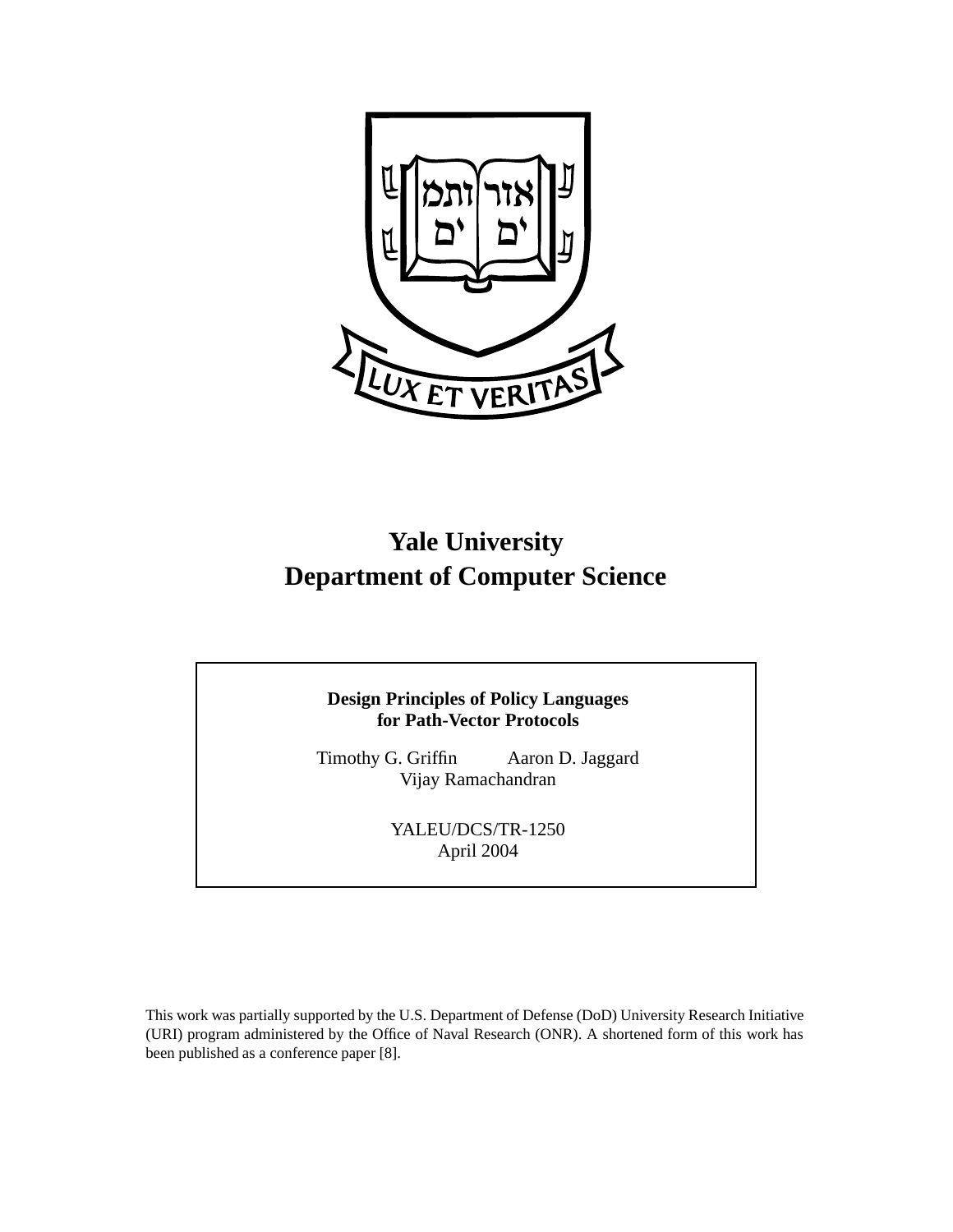# Yale University
# Department of Computer Science

**Design Principles of Policy Languages for Path-Vector Protocols**

Timothy G. Griffin    Aaron D. Jaggard
Vijay Ramachandran

YALEU/DCS/TR-1250
April 2004

This work was partially supported by the U.S. Department of Defense (DoD) University Research Initiative (URI) program administered by the Office of Naval Research (ONR). A shortened form of this work has been published as a conference paper [8].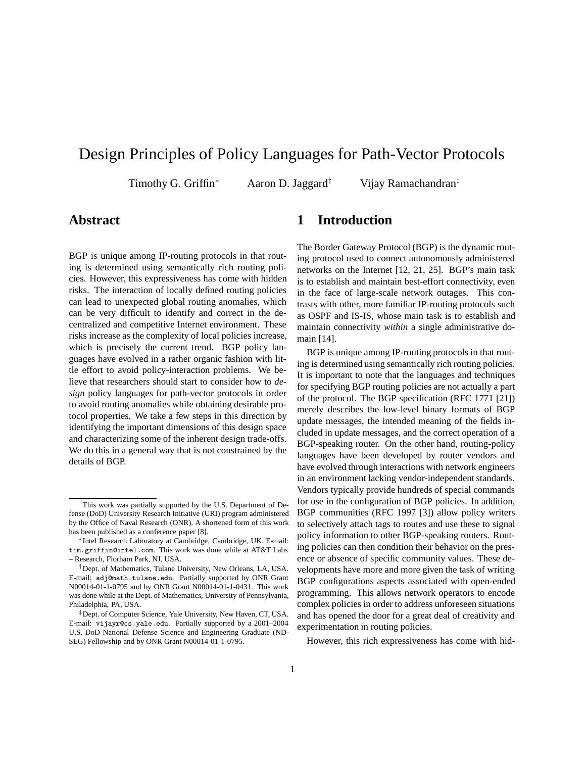# Design Principles of Policy Languages for Path-Vector Protocols

Timothy G. Griffin[*] Aaron D. Jaggard[†] Vijay Ramachandran[‡]

## Abstract

BGP is unique among IP-routing protocols in that routing is determined using semantically rich routing policies. However, this expressiveness has come with hidden risks. The interaction of locally defined routing policies can lead to unexpected global routing anomalies, which can be very difficult to identify and correct in the decentralized and competitive Internet environment. These risks increase as the complexity of local policies increase, which is precisely the current trend. BGP policy languages have evolved in a rather organic fashion with little effort to avoid policy-interaction problems. We believe that researchers should start to consider how to *design* policy languages for path-vector protocols in order to avoid routing anomalies while obtaining desirable protocol properties. We take a few steps in this direction by identifying the important dimensions of this design space and characterizing some of the inherent design trade-offs. We do this in a general way that is not constrained by the details of BGP.

## 1 Introduction

The Border Gateway Protocol (BGP) is the dynamic routing protocol used to connect autonomously administered networks on the Internet [12, 21, 25]. BGP's main task is to establish and maintain best-effort connectivity, even in the face of large-scale network outages. This contrasts with other, more familiar IP-routing protocols such as OSPF and IS-IS, whose main task is to establish and maintain connectivity *within* a single administrative domain [14].

BGP is unique among IP-routing protocols in that routing is determined using semantically rich routing policies. It is important to note that the languages and techniques for specifying BGP routing policies are not actually a part of the protocol. The BGP specification (RFC 1771 [21]) merely describes the low-level binary formats of BGP update messages, the intended meaning of the fields included in update messages, and the correct operation of a BGP-speaking router. On the other hand, routing-policy languages have been developed by router vendors and have evolved through interactions with network engineers in an environment lacking vendor-independent standards. Vendors typically provide hundreds of special commands for use in the configuration of BGP policies. In addition, BGP communities (RFC 1997 [3]) allow policy writers to selectively attach tags to routes and use these to signal policy information to other BGP-speaking routers. Routing policies can then condition their behavior on the presence or absence of specific community values. These developments have more and more given the task of writing BGP configurations aspects associated with open-ended programming. This allows network operators to encode complex policies in order to address unforeseen situations and has opened the door for a great deal of creativity and experimentation in routing policies.

However, this rich expressiveness has come with hid-

---

This work was partially supported by the U.S. Department of Defense (DoD) University Research Initiative (URI) program administered by the Office of Naval Research (ONR). A shortened form of this work has been published as a conference paper [8].

[*] Intel Research Laboratory at Cambridge, Cambridge, UK. E-mail: tim.griffin@intel.com. This work was done while at AT&T Labs – Research, Florham Park, NJ, USA.

[†] Dept. of Mathematics, Tulane University, New Orleans, LA, USA. E-mail: adj@math.tulane.edu. Partially supported by ONR Grant N00014-01-1-0795 and by ONR Grant N00014-01-1-0431. This work was done while at the Dept. of Mathematics, University of Pennsylvania, Philadelphia, PA, USA.

[‡] Dept. of Computer Science, Yale University, New Haven, CT, USA. E-mail: vijayr@cs.yale.edu. Partially supported by a 2001–2004 U.S. DoD National Defense Science and Engineering Graduate (NDSEG) Fellowship and by ONR Grant N00014-01-1-0795.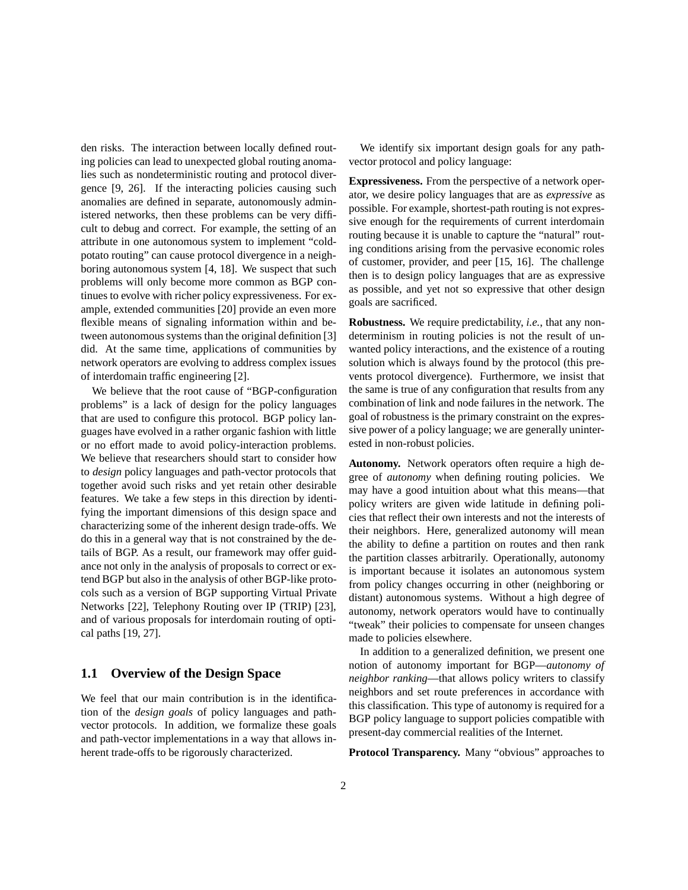den risks. The interaction between locally defined routing policies can lead to unexpected global routing anomalies such as nondeterministic routing and protocol divergence [9, 26]. If the interacting policies causing such anomalies are defined in separate, autonomously administered networks, then these problems can be very difficult to debug and correct. For example, the setting of an attribute in one autonomous system to implement "cold-potato routing" can cause protocol divergence in a neighboring autonomous system [4, 18]. We suspect that such problems will only become more common as BGP continues to evolve with richer policy expressiveness. For example, extended communities [20] provide an even more flexible means of signaling information within and between autonomous systems than the original definition [3] did. At the same time, applications of communities by network operators are evolving to address complex issues of interdomain traffic engineering [2].

We believe that the root cause of "BGP-configuration problems" is a lack of design for the policy languages that are used to configure this protocol. BGP policy languages have evolved in a rather organic fashion with little or no effort made to avoid policy-interaction problems. We believe that researchers should start to consider how to *design* policy languages and path-vector protocols that together avoid such risks and yet retain other desirable features. We take a few steps in this direction by identifying the important dimensions of this design space and characterizing some of the inherent design trade-offs. We do this in a general way that is not constrained by the details of BGP. As a result, our framework may offer guidance not only in the analysis of proposals to correct or extend BGP but also in the analysis of other BGP-like protocols such as a version of BGP supporting Virtual Private Networks [22], Telephony Routing over IP (TRIP) [23], and of various proposals for interdomain routing of optical paths [19, 27].

## 1.1 Overview of the Design Space

We feel that our main contribution is in the identification of the *design goals* of policy languages and path-vector protocols. In addition, we formalize these goals and path-vector implementations in a way that allows inherent trade-offs to be rigorously characterized.

We identify six important design goals for any path-vector protocol and policy language:

**Expressiveness.** From the perspective of a network operator, we desire policy languages that are as *expressive* as possible. For example, shortest-path routing is not expressive enough for the requirements of current interdomain routing because it is unable to capture the "natural" routing conditions arising from the pervasive economic roles of customer, provider, and peer [15, 16]. The challenge then is to design policy languages that are as expressive as possible, and yet not so expressive that other design goals are sacrificed.

**Robustness.** We require predictability, *i.e.*, that any nondeterminism in routing policies is not the result of unwanted policy interactions, and the existence of a routing solution which is always found by the protocol (this prevents protocol divergence). Furthermore, we insist that the same is true of any configuration that results from any combination of link and node failures in the network. The goal of robustness is the primary constraint on the expressive power of a policy language; we are generally uninterested in non-robust policies.

**Autonomy.** Network operators often require a high degree of *autonomy* when defining routing policies. We may have a good intuition about what this means—that policy writers are given wide latitude in defining policies that reflect their own interests and not the interests of their neighbors. Here, generalized autonomy will mean the ability to define a partition on routes and then rank the partition classes arbitrarily. Operationally, autonomy is important because it isolates an autonomous system from policy changes occurring in other (neighboring or distant) autonomous systems. Without a high degree of autonomy, network operators would have to continually "tweak" their policies to compensate for unseen changes made to policies elsewhere.

In addition to a generalized definition, we present one notion of autonomy important for BGP—*autonomy of neighbor ranking*—that allows policy writers to classify neighbors and set route preferences in accordance with this classification. This type of autonomy is required for a BGP policy language to support policies compatible with present-day commercial realities of the Internet.

**Protocol Transparency.** Many "obvious" approaches to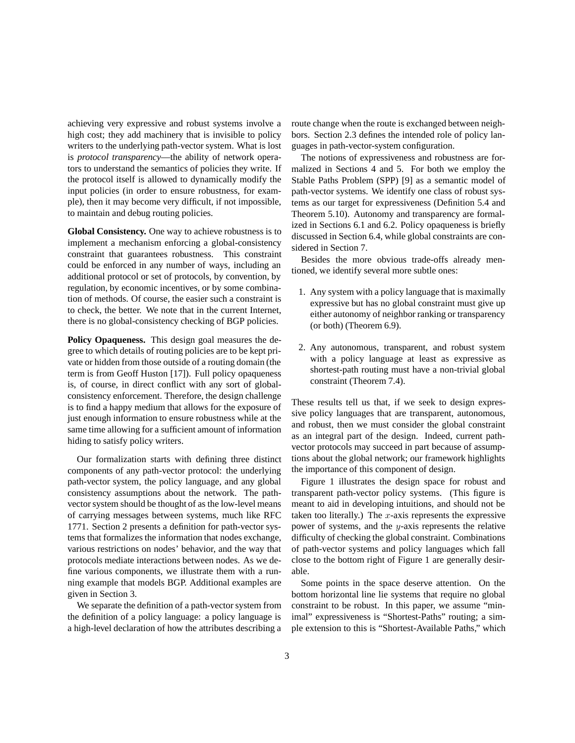achieving very expressive and robust systems involve a high cost; they add machinery that is invisible to policy writers to the underlying path-vector system. What is lost is *protocol transparency*—the ability of network operators to understand the semantics of policies they write. If the protocol itself is allowed to dynamically modify the input policies (in order to ensure robustness, for example), then it may become very difficult, if not impossible, to maintain and debug routing policies.

**Global Consistency.** One way to achieve robustness is to implement a mechanism enforcing a global-consistency constraint that guarantees robustness. This constraint could be enforced in any number of ways, including an additional protocol or set of protocols, by convention, by regulation, by economic incentives, or by some combination of methods. Of course, the easier such a constraint is to check, the better. We note that in the current Internet, there is no global-consistency checking of BGP policies.

**Policy Opaqueness.** This design goal measures the degree to which details of routing policies are to be kept private or hidden from those outside of a routing domain (the term is from Geoff Huston [17]). Full policy opaqueness is, of course, in direct conflict with any sort of global-consistency enforcement. Therefore, the design challenge is to find a happy medium that allows for the exposure of just enough information to ensure robustness while at the same time allowing for a sufficient amount of information hiding to satisfy policy writers.

Our formalization starts with defining three distinct components of any path-vector protocol: the underlying path-vector system, the policy language, and any global consistency assumptions about the network. The path-vector system should be thought of as the low-level means of carrying messages between systems, much like RFC 1771. Section 2 presents a definition for path-vector systems that formalizes the information that nodes exchange, various restrictions on nodes' behavior, and the way that protocols mediate interactions between nodes. As we define various components, we illustrate them with a running example that models BGP. Additional examples are given in Section 3.

We separate the definition of a path-vector system from the definition of a policy language: a policy language is a high-level declaration of how the attributes describing a route change when the route is exchanged between neighbors. Section 2.3 defines the intended role of policy languages in path-vector-system configuration.

The notions of expressiveness and robustness are formalized in Sections 4 and 5. For both we employ the Stable Paths Problem (SPP) [9] as a semantic model of path-vector systems. We identify one class of robust systems as our target for expressiveness (Definition 5.4 and Theorem 5.10). Autonomy and transparency are formalized in Sections 6.1 and 6.2. Policy opaqueness is briefly discussed in Section 6.4, while global constraints are considered in Section 7.

Besides the more obvious trade-offs already mentioned, we identify several more subtle ones:

1. Any system with a policy language that is maximally expressive but has no global constraint must give up either autonomy of neighbor ranking or transparency (or both) (Theorem 6.9).

2. Any autonomous, transparent, and robust system with a policy language at least as expressive as shortest-path routing must have a non-trivial global constraint (Theorem 7.4).

These results tell us that, if we seek to design expressive policy languages that are transparent, autonomous, and robust, then we must consider the global constraint as an integral part of the design. Indeed, current path-vector protocols may succeed in part because of assumptions about the global network; our framework highlights the importance of this component of design.

Figure 1 illustrates the design space for robust and transparent path-vector policy systems. (This figure is meant to aid in developing intuitions, and should not be taken too literally.) The $x$-axis represents the expressive power of systems, and the $y$-axis represents the relative difficulty of checking the global constraint. Combinations of path-vector systems and policy languages which fall close to the bottom right of Figure 1 are generally desirable.

Some points in the space deserve attention. On the bottom horizontal line lie systems that require no global constraint to be robust. In this paper, we assume "minimal" expressiveness is "Shortest-Paths" routing; a simple extension to this is "Shortest-Available Paths," which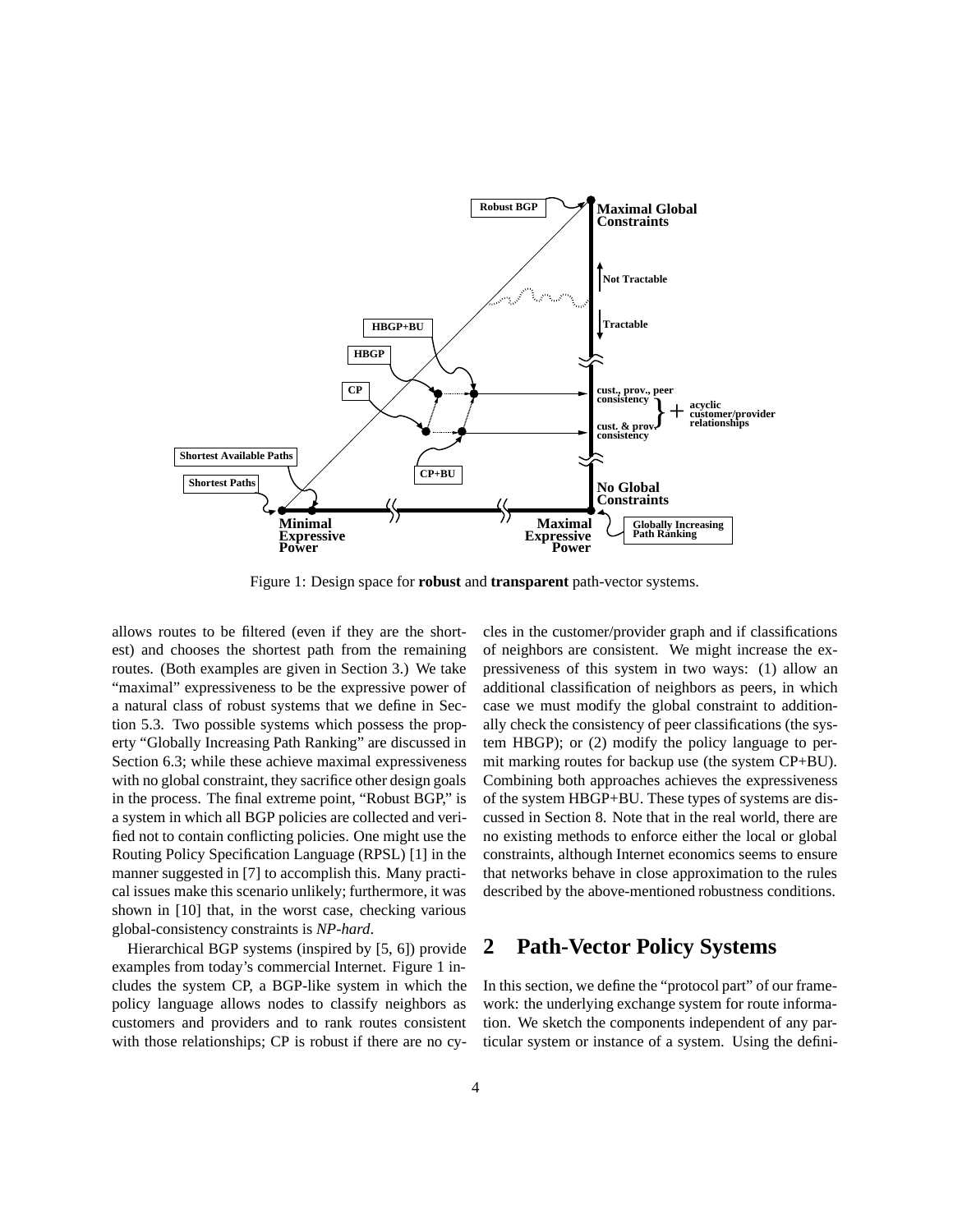Figure 1: Design space for **robust** and **transparent** path-vector systems.

allows routes to be filtered (even if they are the shortest) and chooses the shortest path from the remaining routes. (Both examples are given in Section 3.) We take "maximal" expressiveness to be the expressive power of a natural class of robust systems that we define in Section 5.3. Two possible systems which possess the property "Globally Increasing Path Ranking" are discussed in Section 6.3; while these achieve maximal expressiveness with no global constraint, they sacrifice other design goals in the process. The final extreme point, "Robust BGP," is a system in which all BGP policies are collected and verified not to contain conflicting policies. One might use the Routing Policy Specification Language (RPSL) [1] in the manner suggested in [7] to accomplish this. Many practical issues make this scenario unlikely; furthermore, it was shown in [10] that, in the worst case, checking various global-consistency constraints is *NP-hard*.

Hierarchical BGP systems (inspired by [5, 6]) provide examples from today's commercial Internet. Figure 1 includes the system CP, a BGP-like system in which the policy language allows nodes to classify neighbors as customers and providers and to rank routes consistent with those relationships; CP is robust if there are no cycles in the customer/provider graph and if classifications of neighbors are consistent. We might increase the expressiveness of this system in two ways: (1) allow an additional classification of neighbors as peers, in which case we must modify the global constraint to additionally check the consistency of peer classifications (the system HBGP); or (2) modify the policy language to permit marking routes for backup use (the system CP+BU). Combining both approaches achieves the expressiveness of the system HBGP+BU. These types of systems are discussed in Section 8. Note that in the real world, there are no existing methods to enforce either the local or global constraints, although Internet economics seems to ensure that networks behave in close approximation to the rules described by the above-mentioned robustness conditions.

## 2 Path-Vector Policy Systems

In this section, we define the "protocol part" of our framework: the underlying exchange system for route information. We sketch the components independent of any particular system or instance of a system. Using the defini-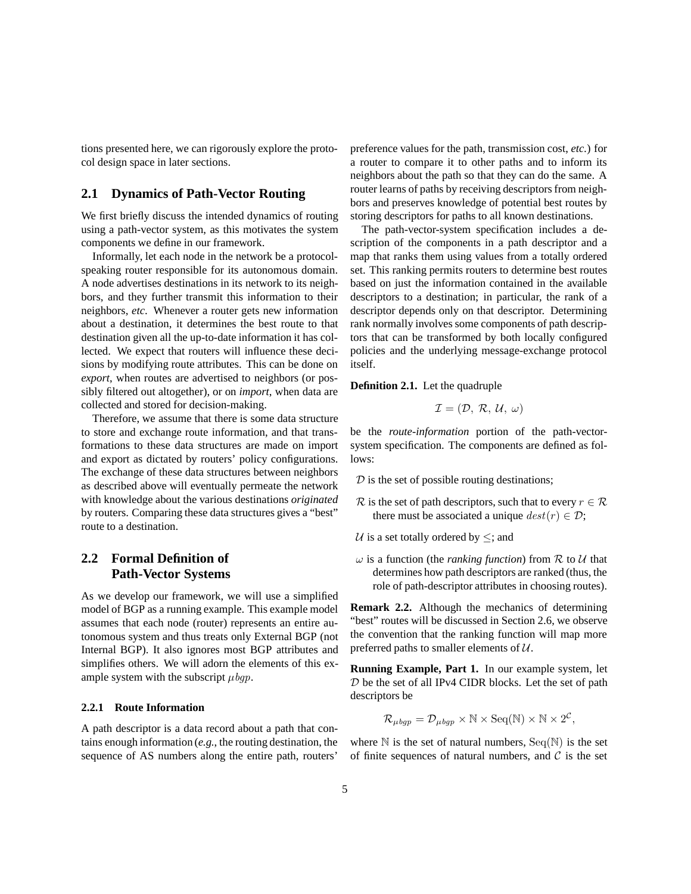tions presented here, we can rigorously explore the protocol design space in later sections.

## 2.1 Dynamics of Path-Vector Routing

We first briefly discuss the intended dynamics of routing using a path-vector system, as this motivates the system components we define in our framework.

Informally, let each node in the network be a protocol-speaking router responsible for its autonomous domain. A node advertises destinations in its network to its neighbors, and they further transmit this information to their neighbors, *etc.* Whenever a router gets new information about a destination, it determines the best route to that destination given all the up-to-date information it has collected. We expect that routers will influence these decisions by modifying route attributes. This can be done on *export*, when routes are advertised to neighbors (or possibly filtered out altogether), or on *import*, when data are collected and stored for decision-making.

Therefore, we assume that there is some data structure to store and exchange route information, and that transformations to these data structures are made on import and export as dictated by routers' policy configurations. The exchange of these data structures between neighbors as described above will eventually permeate the network with knowledge about the various destinations *originated* by routers. Comparing these data structures gives a "best" route to a destination.

## 2.2 Formal Definition of Path-Vector Systems

As we develop our framework, we will use a simplified model of BGP as a running example. This example model assumes that each node (router) represents an entire autonomous system and thus treats only External BGP (not Internal BGP). It also ignores most BGP attributes and simplifies others. We will adorn the elements of this example system with the subscript $\mu bgp$.

### 2.2.1 Route Information

A path descriptor is a data record about a path that contains enough information (*e.g.*, the routing destination, the sequence of AS numbers along the entire path, routers' preference values for the path, transmission cost, *etc.*) for a router to compare it to other paths and to inform its neighbors about the path so that they can do the same. A router learns of paths by receiving descriptors from neighbors and preserves knowledge of potential best routes by storing descriptors for paths to all known destinations.

The path-vector-system specification includes a description of the components in a path descriptor and a map that ranks them using values from a totally ordered set. This ranking permits routers to determine best routes based on just the information contained in the available descriptors to a destination; in particular, the rank of a descriptor depends only on that descriptor. Determining rank normally involves some components of path descriptors that can be transformed by both locally configured policies and the underlying message-exchange protocol itself.

**Definition 2.1.** Let the quadruple

$$\mathcal{I} = (\mathcal{D},\ \mathcal{R},\ \mathcal{U},\ \omega)$$

be the *route-information* portion of the path-vector-system specification. The components are defined as follows:

- $\mathcal{D}$ is the set of possible routing destinations;
- $\mathcal{R}$ is the set of path descriptors, such that to every $r \in \mathcal{R}$ there must be associated a unique $dest(r) \in \mathcal{D}$;
- $\mathcal{U}$ is a set totally ordered by $\leq$; and
- $\omega$ is a function (the *ranking function*) from $\mathcal{R}$ to $\mathcal{U}$ that determines how path descriptors are ranked (thus, the role of path-descriptor attributes in choosing routes).

**Remark 2.2.** Although the mechanics of determining "best" routes will be discussed in Section 2.6, we observe the convention that the ranking function will map more preferred paths to smaller elements of $\mathcal{U}$.

**Running Example, Part 1.** In our example system, let $\mathcal{D}$ be the set of all IPv4 CIDR blocks. Let the set of path descriptors be

$$\mathcal{R}_{\mu bgp} = \mathcal{D}_{\mu bgp} \times \mathbb{N} \times \mathrm{Seq}(\mathbb{N}) \times \mathbb{N} \times 2^{\mathcal{C}},$$

where $\mathbb{N}$ is the set of natural numbers, $\mathrm{Seq}(\mathbb{N})$ is the set of finite sequences of natural numbers, and $\mathcal{C}$ is the set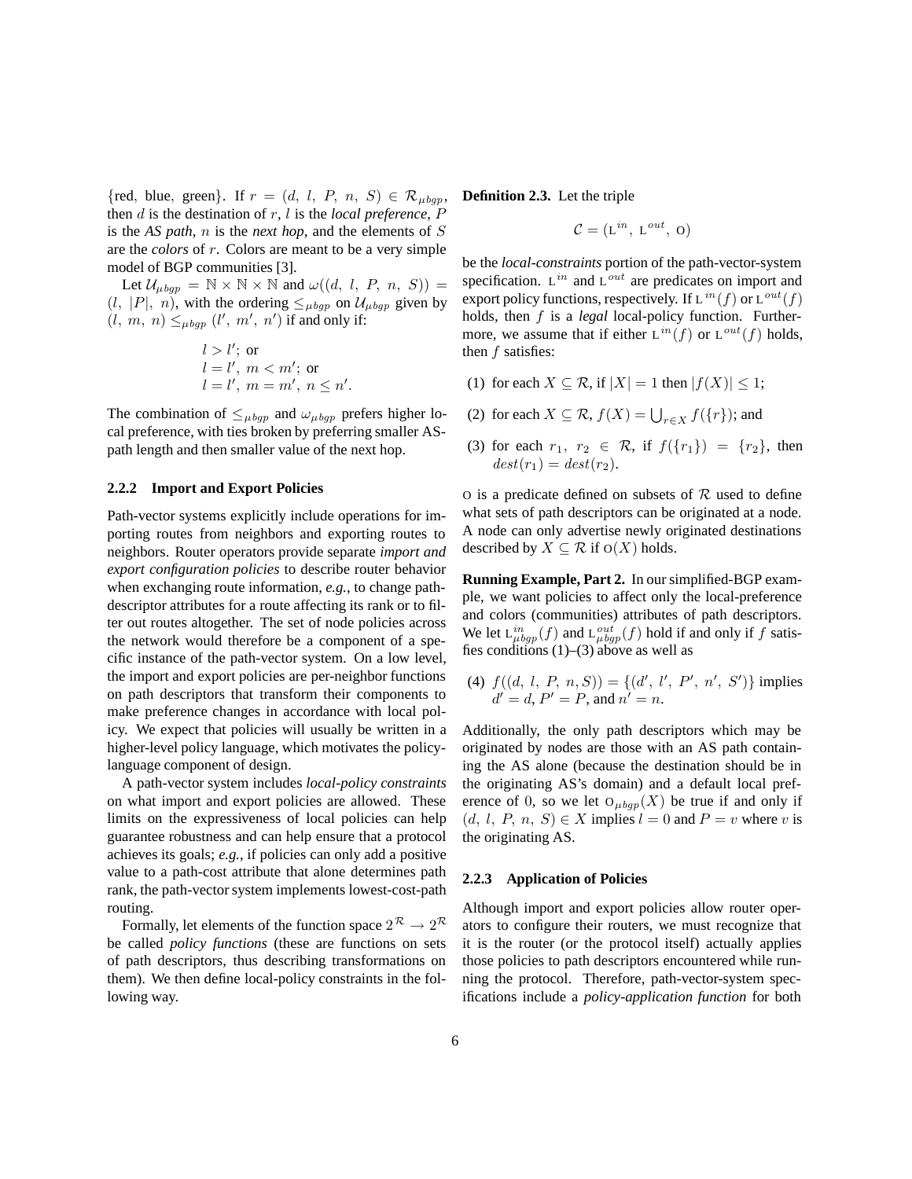{red, blue, green}. If $r = (d,\ l,\ P,\ n,\ S) \in \mathcal{R}_{\mu bgp}$, then $d$ is the destination of $r$, $l$ is the *local preference*, $P$ is the *AS path*, $n$ is the *next hop*, and the elements of $S$ are the *colors* of $r$. Colors are meant to be a very simple model of BGP communities [3].

Let $\mathcal{U}_{\mu bgp} = \mathbb{N} \times \mathbb{N} \times \mathbb{N}$ and $\omega((d,\ l,\ P,\ n,\ S)) = (l,\ |P|,\ n)$, with the ordering $\leq_{\mu bgp}$ on $\mathcal{U}_{\mu bgp}$ given by $(l,\ m,\ n) \leq_{\mu bgp} (l',\ m',\ n')$ if and only if:

$$
\begin{aligned}
&l > l';\ \text{or}\\
&l = l',\ m < m';\ \text{or}\\
&l = l',\ m = m',\ n \leq n'.
\end{aligned}
$$

The combination of $\leq_{\mu bgp}$ and $\omega_{\mu bgp}$ prefers higher local preference, with ties broken by preferring smaller AS-path length and then smaller value of the next hop.

### 2.2.2 Import and Export Policies

Path-vector systems explicitly include operations for importing routes from neighbors and exporting routes to neighbors. Router operators provide separate *import and export configuration policies* to describe router behavior when exchanging route information, *e.g.*, to change path-descriptor attributes for a route affecting its rank or to filter out routes altogether. The set of node policies across the network would therefore be a component of a specific instance of the path-vector system. On a low level, the import and export policies are per-neighbor functions on path descriptors that transform their components to make preference changes in accordance with local policy. We expect that policies will usually be written in a higher-level policy language, which motivates the policy-language component of design.

A path-vector system includes *local-policy constraints* on what import and export policies are allowed. These limits on the expressiveness of local policies can help guarantee robustness and can help ensure that a protocol achieves its goals; *e.g.*, if policies can only add a positive value to a path-cost attribute that alone determines path rank, the path-vector system implements lowest-cost-path routing.

Formally, let elements of the function space $2^{\mathcal{R}} \rightarrow 2^{\mathcal{R}}$ be called *policy functions* (these are functions on sets of path descriptors, thus describing transformations on them). We then define local-policy constraints in the following way.

**Definition 2.3.** Let the triple

$$\mathcal{C} = (\mathrm{L}^{in},\ \mathrm{L}^{out},\ \mathrm{O})$$

be the *local-constraints* portion of the path-vector-system specification. $\mathrm{L}^{in}$ and $\mathrm{L}^{out}$ are predicates on import and export policy functions, respectively. If $\mathrm{L}^{in}(f)$ or $\mathrm{L}^{out}(f)$ holds, then $f$ is a *legal* local-policy function. Furthermore, we assume that if either $\mathrm{L}^{in}(f)$ or $\mathrm{L}^{out}(f)$ holds, then $f$ satisfies:

(1) for each $X \subseteq \mathcal{R}$, if $|X| = 1$ then $|f(X)| \leq 1$;

(2) for each $X \subseteq \mathcal{R}$, $f(X) = \bigcup_{r \in X} f(\{r\})$; and

(3) for each $r_1,\ r_2 \in \mathcal{R}$, if $f(\{r_1\}) = \{r_2\}$, then $dest(r_1) = dest(r_2)$.

$\mathrm{O}$ is a predicate defined on subsets of $\mathcal{R}$ used to define what sets of path descriptors can be originated at a node. A node can only advertise newly originated destinations described by $X \subseteq \mathcal{R}$ if $\mathrm{O}(X)$ holds.

**Running Example, Part 2.** In our simplified-BGP example, we want policies to affect only the local-preference and colors (communities) attributes of path descriptors. We let $\mathrm{L}^{in}_{\mu bgp}(f)$ and $\mathrm{L}^{out}_{\mu bgp}(f)$ hold if and only if $f$ satisfies conditions (1)–(3) above as well as

(4) $f((d,\ l,\ P,\ n, S)) = \{(d',\ l',\ P',\ n',\ S')\}$ implies $d' = d$, $P' = P$, and $n' = n$.

Additionally, the only path descriptors which may be originated by nodes are those with an AS path containing the AS alone (because the destination should be in the originating AS's domain) and a default local preference of 0, so we let $\mathrm{O}_{\mu bgp}(X)$ be true if and only if $(d,\ l,\ P,\ n,\ S) \in X$ implies $l = 0$ and $P = v$ where $v$ is the originating AS.

### 2.2.3 Application of Policies

Although import and export policies allow router operators to configure their routers, we must recognize that it is the router (or the protocol itself) actually applies those policies to path descriptors encountered while running the protocol. Therefore, path-vector-system specifications include a *policy-application function* for both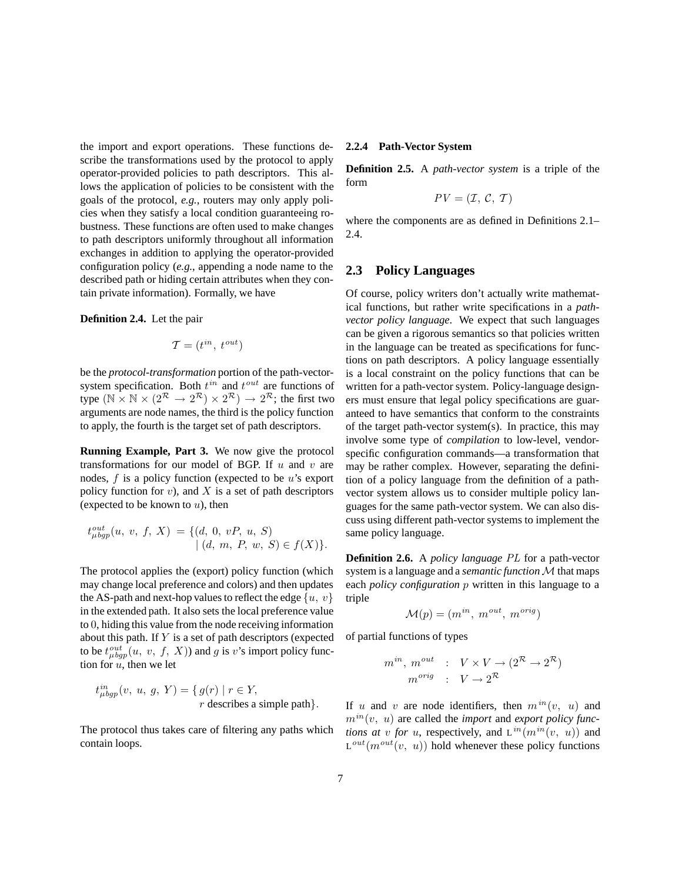the import and export operations. These functions describe the transformations used by the protocol to apply operator-provided policies to path descriptors. This allows the application of policies to be consistent with the goals of the protocol, *e.g.*, routers may only apply policies when they satisfy a local condition guaranteeing robustness. These functions are often used to make changes to path descriptors uniformly throughout all information exchanges in addition to applying the operator-provided configuration policy (*e.g.*, appending a node name to the described path or hiding certain attributes when they contain private information). Formally, we have

**Definition 2.4.** Let the pair

$$\mathcal{T} = (t^{in},\ t^{out})$$

be the *protocol-transformation* portion of the path-vector-system specification. Both $t^{in}$ and $t^{out}$ are functions of type $(\mathbb{N} \times \mathbb{N} \times (2^{\mathcal{R}} \to 2^{\mathcal{R}}) \times 2^{\mathcal{R}}) \to 2^{\mathcal{R}}$; the first two arguments are node names, the third is the policy function to apply, the fourth is the target set of path descriptors.

**Running Example, Part 3.** We now give the protocol transformations for our model of BGP. If $u$ and $v$ are nodes, $f$ is a policy function (expected to be $u$'s export policy function for $v$), and $X$ is a set of path descriptors (expected to be known to $u$), then

$$t^{out}_{\mu bgp}(u,\ v,\ f,\ X) = \{(d,\ 0,\ vP,\ u,\ S) \mid (d,\ m,\ P,\ w,\ S) \in f(X)\}.$$

The protocol applies the (export) policy function (which may change local preference and colors) and then updates the AS-path and next-hop values to reflect the edge $\{u,\ v\}$ in the extended path. It also sets the local preference value to $0$, hiding this value from the node receiving information about this path. If $Y$ is a set of path descriptors (expected to be $t^{out}_{\mu bgp}(u,\ v,\ f,\ X)$) and $g$ is $v$'s import policy function for $u$, then we let

$$t^{in}_{\mu bgp}(v,\ u,\ g,\ Y) = \{\, g(r) \mid r \in Y,\ r \text{ describes a simple path}\}.$$

The protocol thus takes care of filtering any paths which contain loops.

#### 2.2.4 Path-Vector System

**Definition 2.5.** A *path-vector system* is a triple of the form

$$PV = (\mathcal{I},\ \mathcal{C},\ \mathcal{T})$$

where the components are as defined in Definitions 2.1–2.4.

## 2.3 Policy Languages

Of course, policy writers don't actually write mathematical functions, but rather write specifications in a *path-vector policy language*. We expect that such languages can be given a rigorous semantics so that policies written in the language can be treated as specifications for functions on path descriptors. A policy language essentially is a local constraint on the policy functions that can be written for a path-vector system. Policy-language designers must ensure that legal policy specifications are guaranteed to have semantics that conform to the constraints of the target path-vector system(s). In practice, this may involve some type of *compilation* to low-level, vendor-specific configuration commands—a transformation that may be rather complex. However, separating the definition of a policy language from the definition of a path-vector system allows us to consider multiple policy languages for the same path-vector system. We can also discuss using different path-vector systems to implement the same policy language.

**Definition 2.6.** A *policy language* $PL$ for a path-vector system is a language and a *semantic function* $\mathcal{M}$ that maps each *policy configuration* $p$ written in this language to a triple

$$\mathcal{M}(p) = (m^{in},\ m^{out},\ m^{orig})$$

of partial functions of types

$$\begin{aligned} m^{in},\ m^{out} &: V \times V \to (2^{\mathcal{R}} \to 2^{\mathcal{R}}) \\ m^{orig} &: V \to 2^{\mathcal{R}} \end{aligned}$$

If $u$ and $v$ are node identifiers, then $m^{in}(v,\ u)$ and $m^{in}(v,\ u)$ are called the *import* and *export policy functions at* $v$ *for* $u$, respectively, and $\mathrm{L}^{in}(m^{in}(v,\ u))$ and $\mathrm{L}^{out}(m^{out}(v,\ u))$ hold whenever these policy functions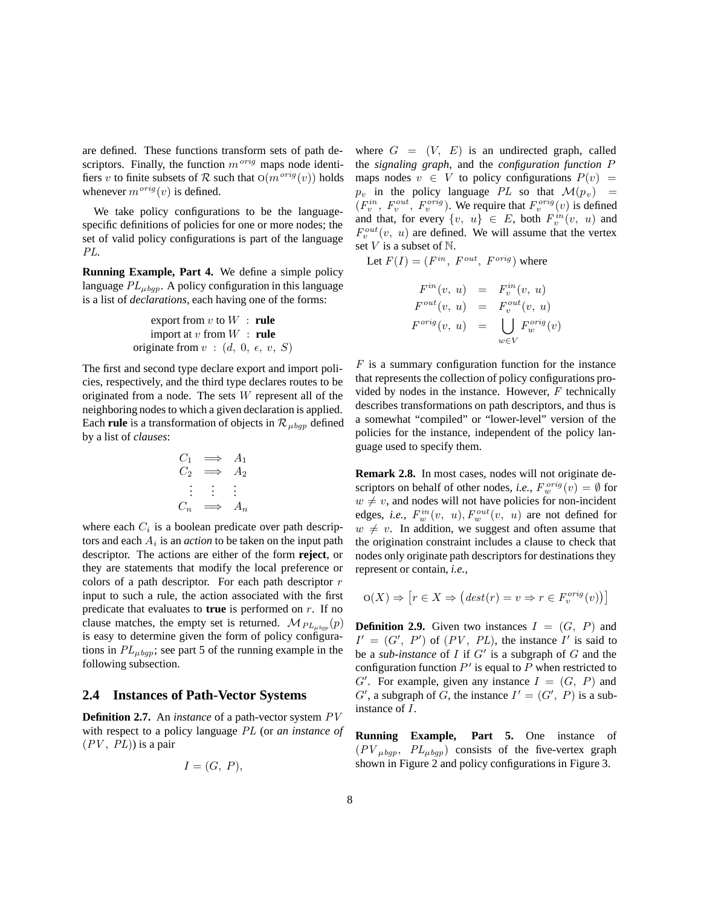are defined. These functions transform sets of path descriptors. Finally, the function $m^{orig}$ maps node identifiers $v$ to finite subsets of $\mathcal{R}$ such that $\mathrm{O}(m^{orig}(v))$ holds whenever $m^{orig}(v)$ is defined.

We take policy configurations to be the language-specific definitions of policies for one or more nodes; the set of valid policy configurations is part of the language $PL$.

**Running Example, Part 4.** We define a simple policy language $PL_{\mu bgp}$. A policy configuration in this language is a list of *declarations*, each having one of the forms:

$$\begin{array}{r}\text{export from } v \text{ to } W \;:\; \textbf{rule}\\ \text{import at } v \text{ from } W \;:\; \textbf{rule}\\ \text{originate from } v \;:\; (d,\ 0,\ \epsilon,\ v,\ S)\end{array}$$

The first and second type declare export and import policies, respectively, and the third type declares routes to be originated from a node. The sets $W$ represent all of the neighboring nodes to which a given declaration is applied. Each **rule** is a transformation of objects in $\mathcal{R}_{\mu bgp}$ defined by a list of *clauses*:

$$\begin{array}{ccc} C_1 & \Longrightarrow & A_1\\ C_2 & \Longrightarrow & A_2\\ \vdots & \vdots & \vdots\\ C_n & \Longrightarrow & A_n \end{array}$$

where each $C_i$ is a boolean predicate over path descriptors and each $A_i$ is an *action* to be taken on the input path descriptor. The actions are either of the form **reject**, or they are statements that modify the local preference or colors of a path descriptor. For each path descriptor $r$ input to such a rule, the action associated with the first predicate that evaluates to **true** is performed on $r$. If no clause matches, the empty set is returned. $\mathcal{M}_{PL_{\mu bgp}}(p)$ is easy to determine given the form of policy configurations in $PL_{\mu bgp}$; see part 5 of the running example in the following subsection.

## 2.4 Instances of Path-Vector Systems

**Definition 2.7.** An *instance* of a path-vector system $PV$ with respect to a policy language $PL$ (or *an instance of* $(PV,\ PL)$) is a pair

$$I = (G,\ P),$$

where $G = (V,\ E)$ is an undirected graph, called the ***signaling graph***, and the ***configuration function*** $P$ maps nodes $v \in V$ to policy configurations $P(v) = p_v$ in the policy language $PL$ so that $\mathcal{M}(p_v) = (F_v^{in},\ F_v^{out},\ F_v^{orig})$. We require that $F_v^{orig}(v)$ is defined and that, for every $\{v,\ u\} \in E$, both $F_v^{in}(v,\ u)$ and $F_v^{out}(v,\ u)$ are defined. We will assume that the vertex set $V$ is a subset of $\mathbb{N}$.

Let $F(I) = (F^{in},\ F^{out},\ F^{orig})$ where

$$\begin{array}{rcl} F^{in}(v,\ u) & = & F_v^{in}(v,\ u)\\ F^{out}(v,\ u) & = & F_v^{out}(v,\ u)\\ F^{orig}(v,\ u) & = & \displaystyle\bigcup_{w \in V} F_w^{orig}(v) \end{array}$$

$F$ is a summary configuration function for the instance that represents the collection of policy configurations provided by nodes in the instance. However, $F$ technically describes transformations on path descriptors, and thus is a somewhat "compiled" or "lower-level" version of the policies for the instance, independent of the policy language used to specify them.

**Remark 2.8.** In most cases, nodes will not originate descriptors on behalf of other nodes, *i.e.*, $F_w^{orig}(v) = \emptyset$ for $w \neq v$, and nodes will not have policies for non-incident edges, *i.e.*, $F_w^{in}(v,\ u), F_w^{out}(v,\ u)$ are not defined for $w \neq v$. In addition, we suggest and often assume that the origination constraint includes a clause to check that nodes only originate path descriptors for destinations they represent or contain, *i.e.*,

$$\mathrm{O}(X) \Rightarrow \left[r \in X \Rightarrow \left(dest(r) = v \Rightarrow r \in F_v^{orig}(v)\right)\right]$$

**Definition 2.9.** Given two instances $I = (G,\ P)$ and $I' = (G',\ P')$ of $(PV,\ PL)$, the instance $I'$ is said to be a ***sub-instance*** of $I$ if $G'$ is a subgraph of $G$ and the configuration function $P'$ is equal to $P$ when restricted to $G'$. For example, given any instance $I = (G,\ P)$ and $G'$, a subgraph of $G$, the instance $I' = (G',\ P)$ is a sub-instance of $I$.

**Running Example, Part 5.** One instance of $(PV_{\mu bgp},\ PL_{\mu bgp})$ consists of the five-vertex graph shown in Figure 2 and policy configurations in Figure 3.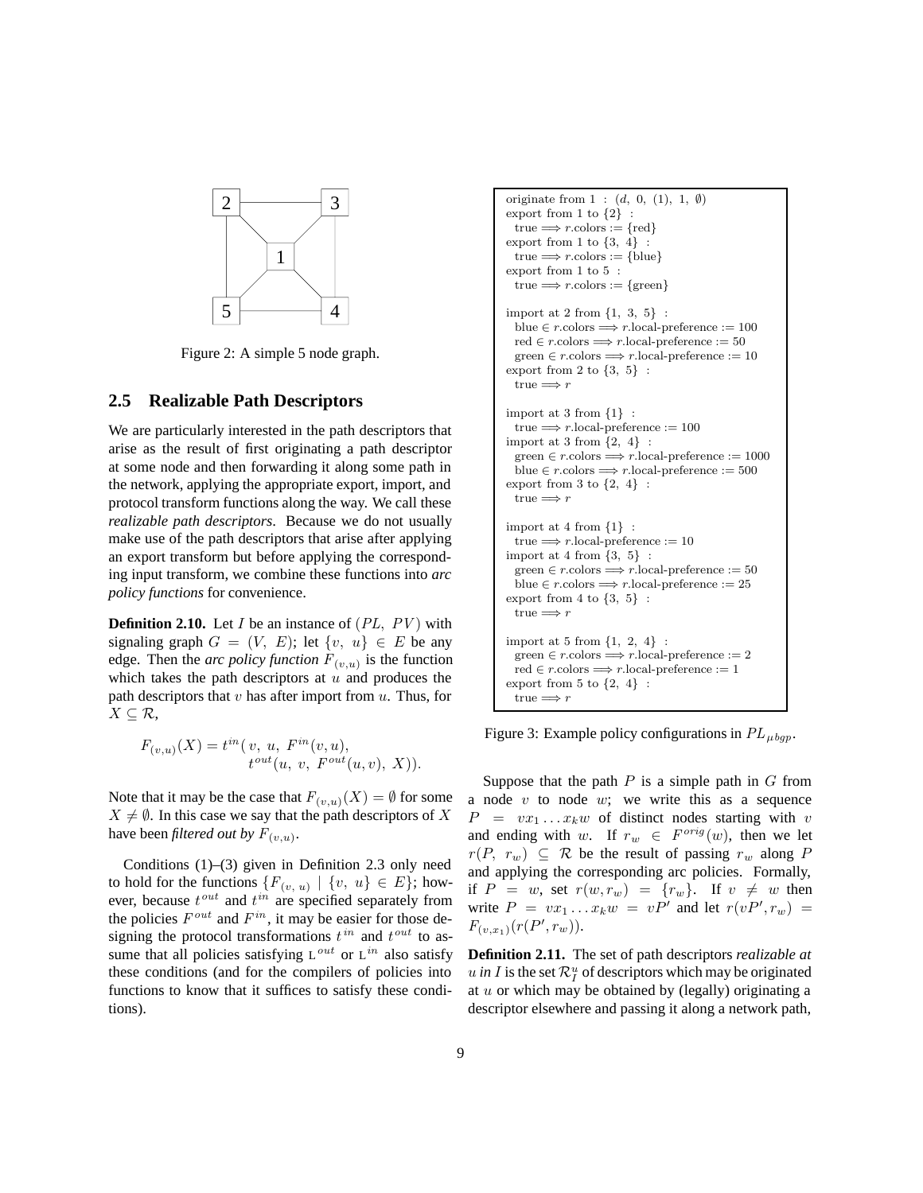Figure 2: A simple 5 node graph.

## 2.5 Realizable Path Descriptors

We are particularly interested in the path descriptors that arise as the result of first originating a path descriptor at some node and then forwarding it along some path in the network, applying the appropriate export, import, and protocol transform functions along the way. We call these *realizable path descriptors*. Because we do not usually make use of the path descriptors that arise after applying an export transform but before applying the corresponding input transform, we combine these functions into *arc policy functions* for convenience.

**Definition 2.10.** Let $I$ be an instance of $(PL,\ PV)$ with signaling graph $G = (V,\ E)$; let $\{v,\ u\} \in E$ be any edge. Then the *arc policy function* $F_{(v,u)}$ is the function which takes the path descriptors at $u$ and produces the path descriptors that $v$ has after import from $u$. Thus, for $X \subseteq \mathcal{R}$,

$$F_{(v,u)}(X) = t^{in}(\ v,\ u,\ F^{in}(v,u),\\ t^{out}(u,\ v,\ F^{out}(u,v),\ X)).$$

Note that it may be the case that $F_{(v,u)}(X) = \emptyset$ for some $X \neq \emptyset$. In this case we say that the path descriptors of $X$ have been *filtered out by* $F_{(v,u)}$.

Conditions (1)–(3) given in Definition 2.3 only need to hold for the functions $\{F_{(v,\ u)} \mid \{v,\ u\} \in E\}$; however, because $t^{out}$ and $t^{in}$ are specified separately from the policies $F^{out}$ and $F^{in}$, it may be easier for those designing the protocol transformations $t^{in}$ and $t^{out}$ to assume that all policies satisfying $\mathrm{L}^{out}$ or $\mathrm{L}^{in}$ also satisfy these conditions (and for the compilers of policies into functions to know that it suffices to satisfy these conditions).

```
originate from 1 : (d, 0, (1), 1, ∅)
export from 1 to {2} :
  true ⟹ r.colors := {red}
export from 1 to {3, 4} :
  true ⟹ r.colors := {blue}
export from 1 to 5 :
  true ⟹ r.colors := {green}

import at 2 from {1, 3, 5} :
  blue ∈ r.colors ⟹ r.local-preference := 100
  red ∈ r.colors ⟹ r.local-preference := 50
  green ∈ r.colors ⟹ r.local-preference := 10
export from 2 to {3, 5} :
  true ⟹ r

import at 3 from {1} :
  true ⟹ r.local-preference := 100
import at 3 from {2, 4} :
  green ∈ r.colors ⟹ r.local-preference := 1000
  blue ∈ r.colors ⟹ r.local-preference := 500
export from 3 to {2, 4} :
  true ⟹ r

import at 4 from {1} :
  true ⟹ r.local-preference := 10
import at 4 from {3, 5} :
  green ∈ r.colors ⟹ r.local-preference := 50
  blue ∈ r.colors ⟹ r.local-preference := 25
export from 4 to {3, 5} :
  true ⟹ r

import at 5 from {1, 2, 4} :
  green ∈ r.colors ⟹ r.local-preference := 2
  red ∈ r.colors ⟹ r.local-preference := 1
export from 5 to {2, 4} :
  true ⟹ r
```

Figure 3: Example policy configurations in $PL_{\mu bgp}$.

Suppose that the path $P$ is a simple path in $G$ from a node $v$ to node $w$; we write this as a sequence $P = vx_1 \dots x_k w$ of distinct nodes starting with $v$ and ending with $w$. If $r_w \in F^{orig}(w)$, then we let $r(P,\ r_w) \subseteq \mathcal{R}$ be the result of passing $r_w$ along $P$ and applying the corresponding arc policies. Formally, if $P = w$, set $r(w, r_w) = \{r_w\}$. If $v \neq w$ then write $P = vx_1 \dots x_k w = vP'$ and let $r(vP', r_w) = F_{(v,x_1)}(r(P', r_w))$.

**Definition 2.11.** The set of path descriptors *realizable at $u$ in $I$* is the set $\mathcal{R}^u_I$ of descriptors which may be originated at $u$ or which may be obtained by (legally) originating a descriptor elsewhere and passing it along a network path,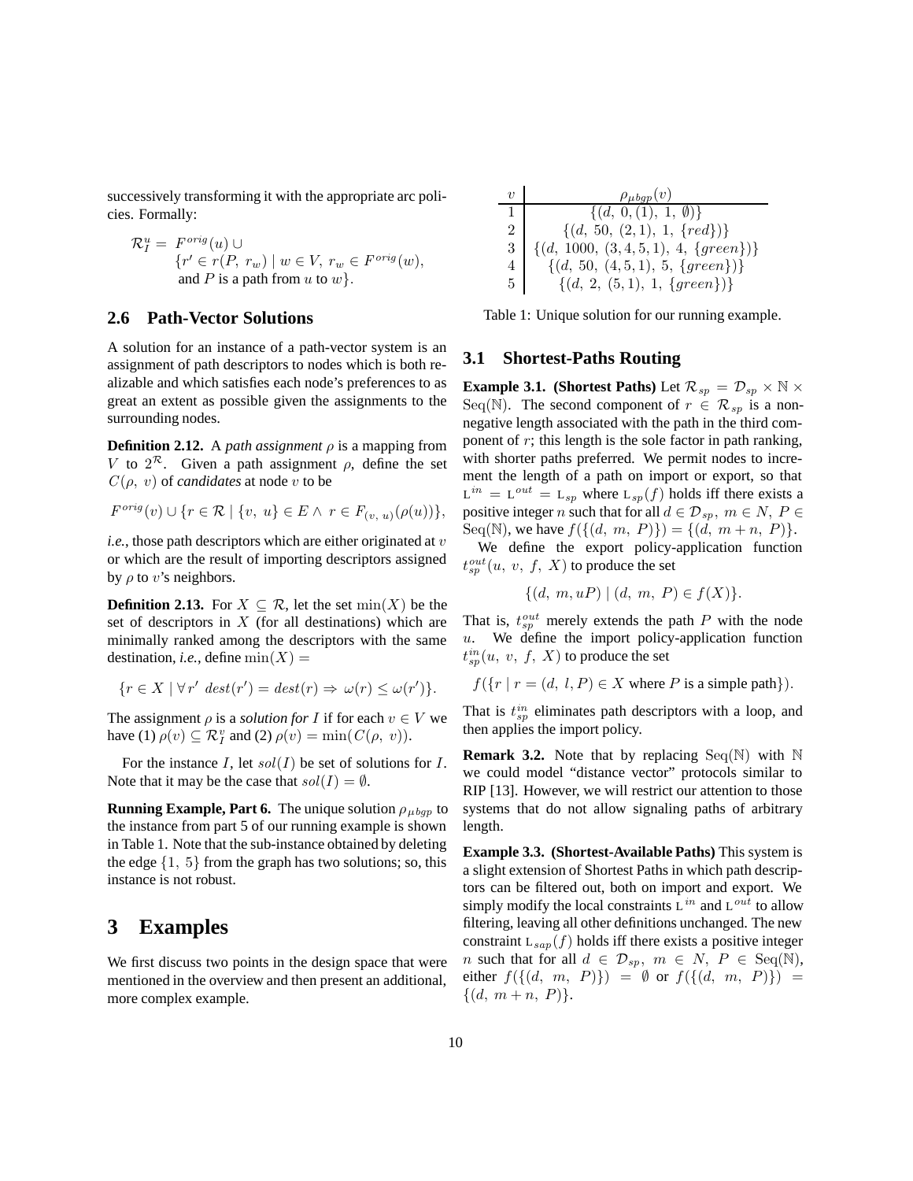successively transforming it with the appropriate arc policies. Formally:

$$\mathcal{R}_I^u = F^{orig}(u) \cup \{r' \in r(P,\ r_w) \mid w \in V,\ r_w \in F^{orig}(w), \text{ and } P \text{ is a path from } u \text{ to } w\}.$$

## 2.6 Path-Vector Solutions

A solution for an instance of a path-vector system is an assignment of path descriptors to nodes which is both realizable and which satisfies each node's preferences to as great an extent as possible given the assignments to the surrounding nodes.

**Definition 2.12.** A *path assignment* $\rho$ is a mapping from $V$ to $2^{\mathcal{R}}$. Given a path assignment $\rho$, define the set $C(\rho,\ v)$ of *candidates* at node $v$ to be

$$F^{orig}(v) \cup \{r \in \mathcal{R} \mid \{v,\ u\} \in E \wedge\ r \in F_{(v,\ u)}(\rho(u))\},$$

*i.e.*, those path descriptors which are either originated at $v$ or which are the result of importing descriptors assigned by $\rho$ to $v$'s neighbors.

**Definition 2.13.** For $X \subseteq \mathcal{R}$, let the set $\min(X)$ be the set of descriptors in $X$ (for all destinations) which are minimally ranked among the descriptors with the same destination, *i.e.*, define $\min(X) =$

$$\{r \in X \mid \forall\, r'\ dest(r') = dest(r) \Rightarrow\ \omega(r) \leq \omega(r')\}.$$

The assignment $\rho$ is a *solution for* $I$ if for each $v \in V$ we have (1) $\rho(v) \subseteq \mathcal{R}_I^v$ and (2) $\rho(v) = \min(C(\rho,\ v))$.

For the instance $I$, let $sol(I)$ be set of solutions for $I$. Note that it may be the case that $sol(I) = \emptyset$.

**Running Example, Part 6.** The unique solution $\rho_{\mu bgp}$ to the instance from part 5 of our running example is shown in Table 1. Note that the sub-instance obtained by deleting the edge $\{1,\ 5\}$ from the graph has two solutions; so, this instance is not robust.

| $v$ | $\rho_{\mu bgp}(v)$ |
|---|---|
| 1 | $\{(d,\ 0,(1),\ 1,\ \emptyset)\}$ |
| 2 | $\{(d,\ 50,\ (2,1),\ 1,\ \{red\})\}$ |
| 3 | $\{(d,\ 1000,\ (3,4,5,1),\ 4,\ \{green\})\}$ |
| 4 | $\{(d,\ 50,\ (4,5,1),\ 5,\ \{green\})\}$ |
| 5 | $\{(d,\ 2,\ (5,1),\ 1,\ \{green\})\}$ |

Table 1: Unique solution for our running example.

# 3 Examples

We first discuss two points in the design space that were mentioned in the overview and then present an additional, more complex example.

## 3.1 Shortest-Paths Routing

**Example 3.1. (Shortest Paths)** Let $\mathcal{R}_{sp} = \mathcal{D}_{sp} \times \mathbb{N} \times \mathrm{Seq}(\mathbb{N})$. The second component of $r \in \mathcal{R}_{sp}$ is a non-negative length associated with the path in the third component of $r$; this length is the sole factor in path ranking, with shorter paths preferred. We permit nodes to increment the length of a path on import or export, so that $\mathrm{L}^{in} = \mathrm{L}^{out} = \mathrm{L}_{sp}$ where $\mathrm{L}_{sp}(f)$ holds iff there exists a positive integer $n$ such that for all $d \in \mathcal{D}_{sp},\ m \in N,\ P \in \mathrm{Seq}(\mathbb{N})$, we have $f(\{(d,\ m,\ P)\}) = \{(d,\ m+n,\ P)\}$.

We define the export policy-application function $t_{sp}^{out}(u,\ v,\ f,\ X)$ to produce the set

$$\{(d,\ m, uP) \mid (d,\ m,\ P) \in f(X)\}.$$

That is, $t_{sp}^{out}$ merely extends the path $P$ with the node $u$. We define the import policy-application function $t_{sp}^{in}(u,\ v,\ f,\ X)$ to produce the set

$$f(\{r \mid r = (d,\ l, P) \in X \text{ where } P \text{ is a simple path}\}).$$

That is $t_{sp}^{in}$ eliminates path descriptors with a loop, and then applies the import policy.

**Remark 3.2.** Note that by replacing $\mathrm{Seq}(\mathbb{N})$ with $\mathbb{N}$ we could model "distance vector" protocols similar to RIP [13]. However, we will restrict our attention to those systems that do not allow signaling paths of arbitrary length.

**Example 3.3. (Shortest-Available Paths)** This system is a slight extension of Shortest Paths in which path descriptors can be filtered out, both on import and export. We simply modify the local constraints $\mathrm{L}^{in}$ and $\mathrm{L}^{out}$ to allow filtering, leaving all other definitions unchanged. The new constraint $\mathrm{L}_{sap}(f)$ holds iff there exists a positive integer $n$ such that for all $d \in \mathcal{D}_{sp},\ m \in N,\ P \in \mathrm{Seq}(\mathbb{N})$, either $f(\{(d,\ m,\ P)\}) = \emptyset$ or $f(\{(d,\ m,\ P)\}) = \{(d,\ m+n,\ P)\}$.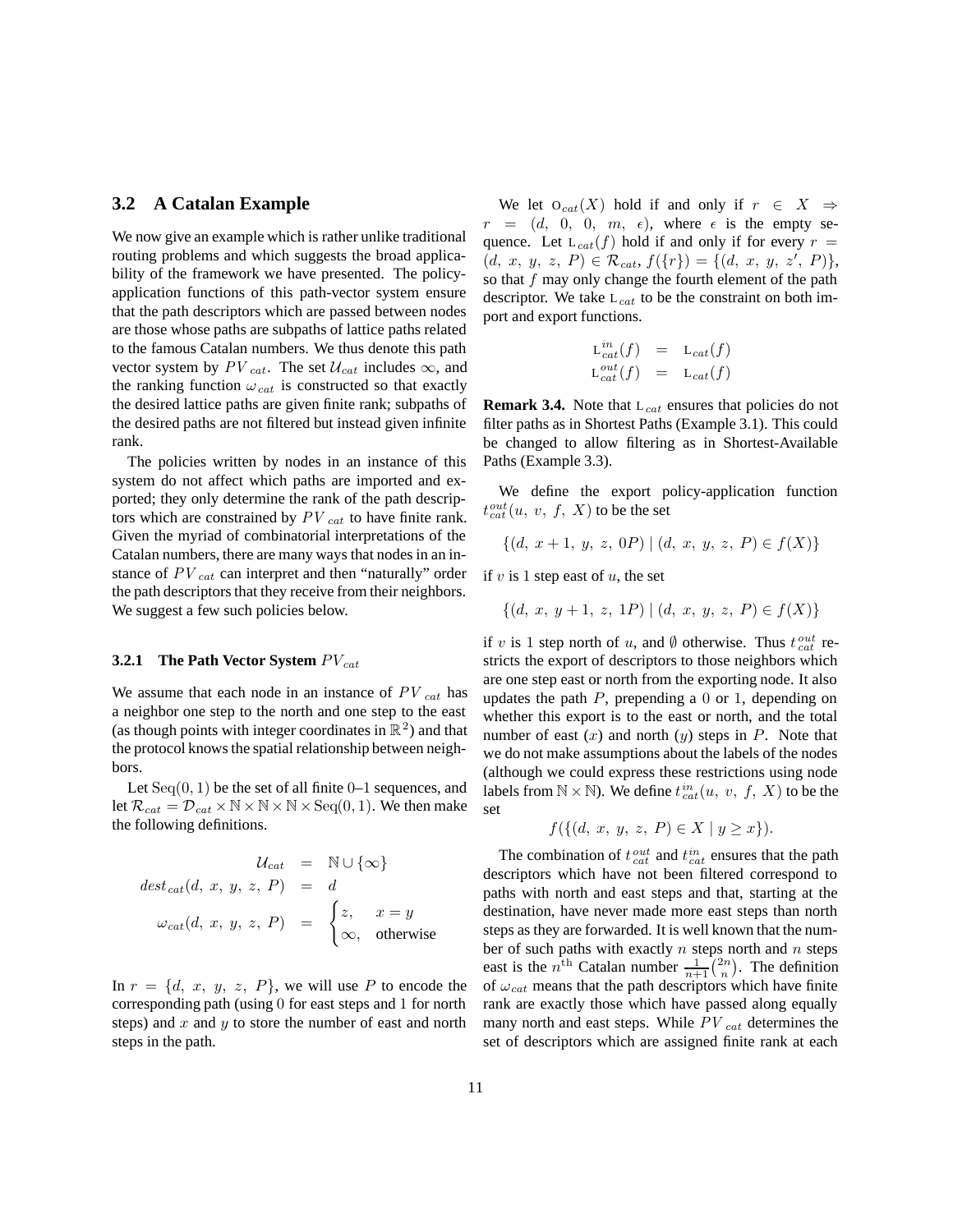## 3.2 A Catalan Example

We now give an example which is rather unlike traditional routing problems and which suggests the broad applicability of the framework we have presented. The policy-application functions of this path-vector system ensure that the path descriptors which are passed between nodes are those whose paths are subpaths of lattice paths related to the famous Catalan numbers. We thus denote this path vector system by $PV_{cat}$. The set $\mathcal{U}_{cat}$ includes $\infty$, and the ranking function $\omega_{cat}$ is constructed so that exactly the desired lattice paths are given finite rank; subpaths of the desired paths are not filtered but instead given infinite rank.

The policies written by nodes in an instance of this system do not affect which paths are imported and exported; they only determine the rank of the path descriptors which are constrained by $PV_{cat}$ to have finite rank. Given the myriad of combinatorial interpretations of the Catalan numbers, there are many ways that nodes in an instance of $PV_{cat}$ can interpret and then "naturally" order the path descriptors that they receive from their neighbors. We suggest a few such policies below.

### 3.2.1 The Path Vector System $PV_{cat}$

We assume that each node in an instance of $PV_{cat}$ has a neighbor one step to the north and one step to the east (as though points with integer coordinates in $\mathbb{R}^2$) and that the protocol knows the spatial relationship between neighbors.

Let $\mathrm{Seq}(0,1)$ be the set of all finite 0–1 sequences, and let $\mathcal{R}_{cat} = \mathcal{D}_{cat} \times \mathbb{N} \times \mathbb{N} \times \mathbb{N} \times \mathrm{Seq}(0,1)$. We then make the following definitions.

$$
\begin{aligned}
\mathcal{U}_{cat} &= \mathbb{N} \cup \{\infty\} \\
dest_{cat}(d,\ x,\ y,\ z,\ P) &= d \\
\omega_{cat}(d,\ x,\ y,\ z,\ P) &= \begin{cases} z, & x = y \\ \infty, & \text{otherwise} \end{cases}
\end{aligned}
$$

In $r = \{d,\ x,\ y,\ z,\ P\}$, we will use $P$ to encode the corresponding path (using 0 for east steps and 1 for north steps) and $x$ and $y$ to store the number of east and north steps in the path.

We let $\mathrm{O}_{cat}(X)$ hold if and only if $r \in X \Rightarrow r = (d,\ 0,\ 0,\ m,\ \epsilon)$, where $\epsilon$ is the empty sequence. Let $\mathrm{L}_{cat}(f)$ hold if and only if for every $r = (d,\ x,\ y,\ z,\ P) \in \mathcal{R}_{cat}$, $f(\{r\}) = \{(d,\ x,\ y,\ z',\ P)\}$, so that $f$ may only change the fourth element of the path descriptor. We take $\mathrm{L}_{cat}$ to be the constraint on both import and export functions.

$$
\begin{aligned}
\mathrm{L}^{in}_{cat}(f) &= \mathrm{L}_{cat}(f) \\
\mathrm{L}^{out}_{cat}(f) &= \mathrm{L}_{cat}(f)
\end{aligned}
$$

**Remark 3.4.** Note that $\mathrm{L}_{cat}$ ensures that policies do not filter paths as in Shortest Paths (Example 3.1). This could be changed to allow filtering as in Shortest-Available Paths (Example 3.3).

We define the export policy-application function $t^{out}_{cat}(u,\ v,\ f,\ X)$ to be the set

$$\{(d,\ x+1,\ y,\ z,\ 0P) \mid (d,\ x,\ y,\ z,\ P) \in f(X)\}$$

if $v$ is 1 step east of $u$, the set

$$\{(d,\ x,\ y+1,\ z,\ 1P) \mid (d,\ x,\ y,\ z,\ P) \in f(X)\}$$

if $v$ is 1 step north of $u$, and $\emptyset$ otherwise. Thus $t^{out}_{cat}$ restricts the export of descriptors to those neighbors which are one step east or north from the exporting node. It also updates the path $P$, prepending a 0 or 1, depending on whether this export is to the east or north, and the total number of east ($x$) and north ($y$) steps in $P$. Note that we do not make assumptions about the labels of the nodes (although we could express these restrictions using node labels from $\mathbb{N} \times \mathbb{N}$). We define $t^{in}_{cat}(u,\ v,\ f,\ X)$ to be the set

$$f(\{(d,\ x,\ y,\ z,\ P) \in X \mid y \geq x\}).$$

The combination of $t^{out}_{cat}$ and $t^{in}_{cat}$ ensures that the path descriptors which have not been filtered correspond to paths with north and east steps and that, starting at the destination, have never made more east steps than north steps as they are forwarded. It is well known that the number of such paths with exactly $n$ steps north and $n$ steps east is the $n^{\text{th}}$ Catalan number $\frac{1}{n+1}\binom{2n}{n}$. The definition of $\omega_{cat}$ means that the path descriptors which have finite rank are exactly those which have passed along equally many north and east steps. While $PV_{cat}$ determines the set of descriptors which are assigned finite rank at each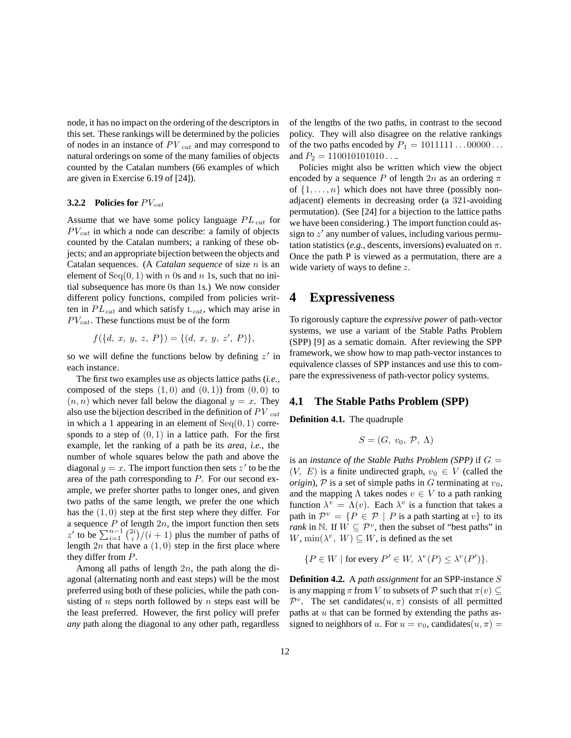node, it has no impact on the ordering of the descriptors in this set. These rankings will be determined by the policies of nodes in an instance of $PV_{cat}$ and may correspond to natural orderings on some of the many families of objects counted by the Catalan numbers (66 examples of which are given in Exercise 6.19 of [24]).

#### 3.2.2 Policies for $PV_{cat}$

Assume that we have some policy language $PL_{cat}$ for $PV_{cat}$ in which a node can describe: a family of objects counted by the Catalan numbers; a ranking of these objects; and an appropriate bijection between the objects and Catalan sequences. (A *Catalan sequence* of size $n$ is an element of $\mathrm{Seq}(0, 1)$ with $n$ 0s and $n$ 1s, such that no initial subsequence has more 0s than 1s.) We now consider different policy functions, compiled from policies written in $PL_{cat}$ and which satisfy $\mathrm{L}_{cat}$, which may arise in $PV_{cat}$. These functions must be of the form

$$f(\{d,\ x,\ y,\ z,\ P\}) = \{(d,\ x,\ y,\ z',\ P)\},$$

so we will define the functions below by defining $z'$ in each instance.

The first two examples use as objects lattice paths (*i.e.*, composed of the steps $(1, 0)$ and $(0, 1)$) from $(0, 0)$ to $(n, n)$ which never fall below the diagonal $y = x$. They also use the bijection described in the definition of $PV_{cat}$ in which a 1 appearing in an element of $\mathrm{Seq}(0, 1)$ corresponds to a step of $(0, 1)$ in a lattice path. For the first example, let the ranking of a path be its *area*, *i.e.*, the number of whole squares below the path and above the diagonal $y = x$. The import function then sets $z'$ to be the area of the path corresponding to $P$. For our second example, we prefer shorter paths to longer ones, and given two paths of the same length, we prefer the one which has the $(1, 0)$ step at the first step where they differ. For a sequence $P$ of length $2n$, the import function then sets $z'$ to be $\sum_{i=1}^{n-1} \binom{2i}{i}/(i + 1)$ plus the number of paths of length $2n$ that have a $(1, 0)$ step in the first place where they differ from $P$.

Among all paths of length $2n$, the path along the diagonal (alternating north and east steps) will be the most preferred using both of these policies, while the path consisting of $n$ steps north followed by $n$ steps east will be the least preferred. However, the first policy will prefer *any* path along the diagonal to any other path, regardless of the lengths of the two paths, in contrast to the second policy. They will also disagree on the relative rankings of the two paths encoded by $P_1 = 1011111\ldots00000\ldots$ and $P_2 = 110010101010\ldots$.

Policies might also be written which view the object encoded by a sequence $P$ of length $2n$ as an ordering $\pi$ of $\{1, \ldots, n\}$ which does not have three (possibly non-adjacent) elements in decreasing order (a 321-avoiding permutation). (See [24] for a bijection to the lattice paths we have been considering.) The import function could assign to $z'$ any number of values, including various permutation statistics (*e.g.*, descents, inversions) evaluated on $\pi$. Once the path P is viewed as a permutation, there are a wide variety of ways to define $z$.

# 4 Expressiveness

To rigorously capture the *expressive power* of path-vector systems, we use a variant of the Stable Paths Problem (SPP) [9] as a sematic domain. After reviewing the SPP framework, we show how to map path-vector instances to equivalence classes of SPP instances and use this to compare the expressiveness of path-vector policy systems.

## 4.1 The Stable Paths Problem (SPP)

**Definition 4.1.** The quadruple

$$S = (G,\ v_0,\ \mathcal{P},\ \Lambda)$$

is an *instance of the Stable Paths Problem (SPP)* if $G = (V,\ E)$ is a finite undirected graph, $v_0 \in V$ (called the *origin*), $\mathcal{P}$ is a set of simple paths in $G$ terminating at $v_0$, and the mapping $\Lambda$ takes nodes $v \in V$ to a path ranking function $\lambda^v = \Lambda(v)$. Each $\lambda^v$ is a function that takes a path in $\mathcal{P}^v = \{P \in \mathcal{P} \mid P \text{ is a path starting at } v\}$ to its *rank* in $\mathbb{N}$. If $W \subseteq \mathcal{P}^v$, then the subset of "best paths" in $W$, $\min(\lambda^v,\ W) \subseteq W$, is defined as the set

$$\{P \in W \mid \text{for every } P' \in W,\ \lambda^v(P) \leq \lambda^v(P')\}.$$

**Definition 4.2.** A *path assignment* for an SPP-instance $S$ is any mapping $\pi$ from $V$ to subsets of $\mathcal{P}$ such that $\pi(v) \subseteq \mathcal{P}^v$. The set candidates$(u, \pi)$ consists of all permitted paths at $u$ that can be formed by extending the paths assigned to neighbors of $u$. For $u = v_0$, candidates$(u, \pi) =$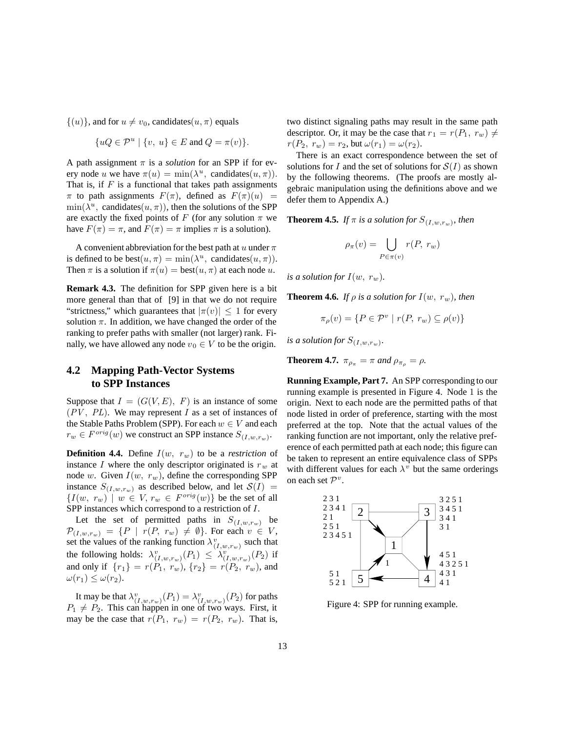$\{(u)\}$, and for $u \neq v_0$, candidates$(u, \pi)$ equals

$$\{uQ \in \mathcal{P}^u \mid \{v,\ u\} \in E \text{ and } Q = \pi(v)\}.$$

A path assignment $\pi$ is a *solution* for an SPP if for every node $u$ we have $\pi(u) = \min(\lambda^u,\ \text{candidates}(u, \pi))$. That is, if $F$ is a functional that takes path assignments $\pi$ to path assignments $F(\pi)$, defined as $F(\pi)(u) = \min(\lambda^u,\ \text{candidates}(u, \pi))$, then the solutions of the SPP are exactly the fixed points of $F$ (for any solution $\pi$ we have $F(\pi) = \pi$, and $F(\pi) = \pi$ implies $\pi$ is a solution).

A convenient abbreviation for the best path at $u$ under $\pi$ is defined to be best$(u, \pi) = \min(\lambda^u,\ \text{candidates}(u, \pi))$. Then $\pi$ is a solution if $\pi(u) = \text{best}(u, \pi)$ at each node $u$.

**Remark 4.3.** The definition for SPP given here is a bit more general than that of [9] in that we do not require "strictness," which guarantees that $|\pi(v)| \leq 1$ for every solution $\pi$. In addition, we have changed the order of the ranking to prefer paths with smaller (not larger) rank. Finally, we have allowed any node $v_0 \in V$ to be the origin.

## 4.2 Mapping Path-Vector Systems to SPP Instances

Suppose that $I = (G(V, E),\ F)$ is an instance of some $(PV,\ PL)$. We may represent $I$ as a set of instances of the Stable Paths Problem (SPP). For each $w \in V$ and each $r_w \in F^{orig}(w)$ we construct an SPP instance $S_{(I,w,r_w)}$.

**Definition 4.4.** Define $I(w,\ r_w)$ to be a *restriction* of instance $I$ where the only descriptor originated is $r_w$ at node $w$. Given $I(w,\ r_w)$, define the corresponding SPP instance $S_{(I,w,r_w)}$ as described below, and let $\mathcal{S}(I) = \{I(w,\ r_w) \mid w \in V, r_w \in F^{orig}(w)\}$ be the set of all SPP instances which correspond to a restriction of $I$.

Let the set of permitted paths in $S_{(I,w,r_w)}$ be $\mathcal{P}_{(I,w,r_w)} = \{P \mid r(P,\ r_w) \neq \emptyset\}$. For each $v \in V$, set the values of the ranking function $\lambda^v_{(I,w,r_w)}$ such that the following holds: $\lambda^v_{(I,w,r_w)}(P_1) \leq \lambda^v_{(I,w,r_w)}(P_2)$ if and only if $\{r_1\} = r(P_1,\ r_w)$, $\{r_2\} = r(P_2,\ r_w)$, and $\omega(r_1) \leq \omega(r_2)$.

It may be that $\lambda^v_{(I,w,r_w)}(P_1) = \lambda^v_{(I,w,r_w)}(P_2)$ for paths $P_1 \neq P_2$. This can happen in one of two ways. First, it may be the case that $r(P_1,\ r_w) = r(P_2,\ r_w)$. That is, two distinct signaling paths may result in the same path descriptor. Or, it may be the case that $r_1 = r(P_1,\ r_w) \neq r(P_2,\ r_w) = r_2$, but $\omega(r_1) = \omega(r_2)$.

There is an exact correspondence between the set of solutions for $I$ and the set of solutions for $\mathcal{S}(I)$ as shown by the following theorems. (The proofs are mostly algebraic manipulation using the definitions above and we defer them to Appendix A.)

**Theorem 4.5.** *If $\pi$ is a solution for $S_{(I,w,r_w)}$, then*

$$\rho_\pi(v) = \bigcup_{P \in \pi(v)} r(P,\ r_w)$$

*is a solution for $I(w,\ r_w)$.*

**Theorem 4.6.** *If $\rho$ is a solution for $I(w,\ r_w)$, then*

$$\pi_\rho(v) = \{P \in \mathcal{P}^v \mid r(P,\ r_w) \subseteq \rho(v)\}$$

*is a solution for $S_{(I,w,r_w)}$.*

**Theorem 4.7.** *$\pi_{\rho_\pi} = \pi$ and $\rho_{\pi_\rho} = \rho$.*

**Running Example, Part 7.** An SPP corresponding to our running example is presented in Figure 4. Node 1 is the origin. Next to each node are the permitted paths of that node listed in order of preference, starting with the most preferred at the top. Note that the actual values of the ranking function are not important, only the relative preference of each permitted path at each node; this figure can be taken to represent an entire equivalence class of SPPs with different values for each $\lambda^v$ but the same orderings on each set $\mathcal{P}^v$.

Figure 4: SPP for running example.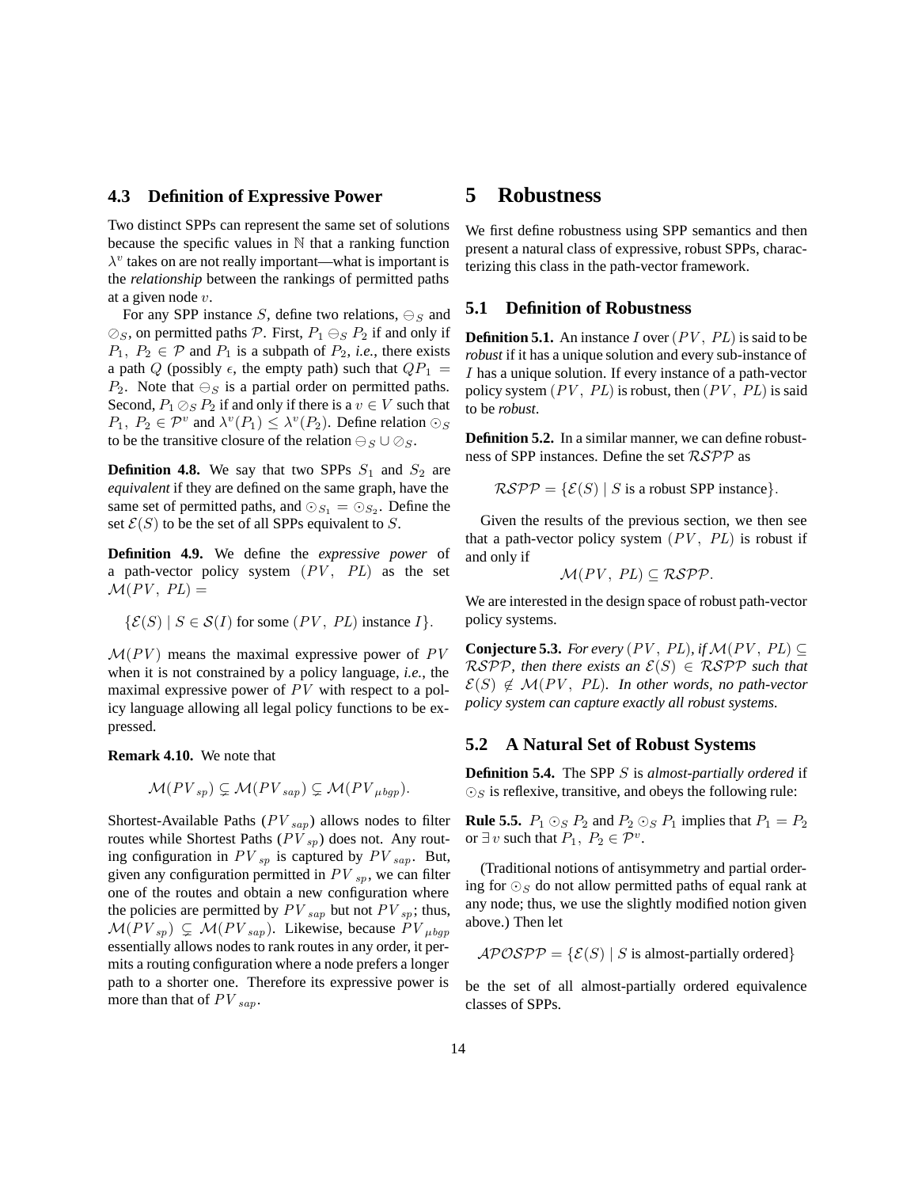### 4.3 Definition of Expressive Power

Two distinct SPPs can represent the same set of solutions because the specific values in $\mathbb{N}$ that a ranking function $\lambda^v$ takes on are not really important—what is important is the *relationship* between the rankings of permitted paths at a given node $v$.

For any SPP instance $S$, define two relations, $\ominus_S$ and $\oslash_S$, on permitted paths $\mathcal{P}$. First, $P_1 \ominus_S P_2$ if and only if $P_1,\ P_2 \in \mathcal{P}$ and $P_1$ is a subpath of $P_2$, *i.e.*, there exists a path $Q$ (possibly $\epsilon$, the empty path) such that $QP_1 = P_2$. Note that $\ominus_S$ is a partial order on permitted paths. Second, $P_1 \oslash_S P_2$ if and only if there is a $v \in V$ such that $P_1,\ P_2 \in \mathcal{P}^v$ and $\lambda^v(P_1) \leq \lambda^v(P_2)$. Define relation $\odot_S$ to be the transitive closure of the relation $\ominus_S \cup \oslash_S$.

**Definition 4.8.** We say that two SPPs $S_1$ and $S_2$ are *equivalent* if they are defined on the same graph, have the same set of permitted paths, and $\odot_{S_1} = \odot_{S_2}$. Define the set $\mathcal{E}(S)$ to be the set of all SPPs equivalent to $S$.

**Definition 4.9.** We define the *expressive power* of a path-vector policy system $(PV,\ PL)$ as the set $\mathcal{M}(PV,\ PL) =$

$$\{\mathcal{E}(S) \mid S \in \mathcal{S}(I) \text{ for some } (PV,\ PL) \text{ instance } I\}.$$

$\mathcal{M}(PV)$ means the maximal expressive power of $PV$ when it is not constrained by a policy language, *i.e.*, the maximal expressive power of $PV$ with respect to a policy language allowing all legal policy functions to be expressed.

**Remark 4.10.** We note that

$$\mathcal{M}(PV_{sp}) \subsetneq \mathcal{M}(PV_{sap}) \subsetneq \mathcal{M}(PV_{\mu bgp}).$$

Shortest-Available Paths ($PV_{sap}$) allows nodes to filter routes while Shortest Paths ($PV_{sp}$) does not. Any routing configuration in $PV_{sp}$ is captured by $PV_{sap}$. But, given any configuration permitted in $PV_{sp}$, we can filter one of the routes and obtain a new configuration where the policies are permitted by $PV_{sap}$ but not $PV_{sp}$; thus, $\mathcal{M}(PV_{sp}) \subsetneq \mathcal{M}(PV_{sap})$. Likewise, because $PV_{\mu bgp}$ essentially allows nodes to rank routes in any order, it permits a routing configuration where a node prefers a longer path to a shorter one. Therefore its expressive power is more than that of $PV_{sap}$.

# 5 Robustness

We first define robustness using SPP semantics and then present a natural class of expressive, robust SPPs, characterizing this class in the path-vector framework.

## 5.1 Definition of Robustness

**Definition 5.1.** An instance $I$ over $(PV,\ PL)$ is said to be *robust* if it has a unique solution and every sub-instance of $I$ has a unique solution. If every instance of a path-vector policy system $(PV,\ PL)$ is robust, then $(PV,\ PL)$ is said to be *robust*.

**Definition 5.2.** In a similar manner, we can define robustness of SPP instances. Define the set $\mathcal{RSPP}$ as

$$\mathcal{RSPP} = \{\mathcal{E}(S) \mid S \text{ is a robust SPP instance}\}.$$

Given the results of the previous section, we then see that a path-vector policy system $(PV,\ PL)$ is robust if and only if

$$\mathcal{M}(PV,\ PL) \subseteq \mathcal{RSPP}.$$

We are interested in the design space of robust path-vector policy systems.

**Conjecture 5.3.** *For every $(PV,\ PL)$, if $\mathcal{M}(PV,\ PL) \subseteq \mathcal{RSPP}$, then there exists an $\mathcal{E}(S) \in \mathcal{RSPP}$ such that $\mathcal{E}(S) \notin \mathcal{M}(PV,\ PL)$. In other words, no path-vector policy system can capture exactly all robust systems.*

## 5.2 A Natural Set of Robust Systems

**Definition 5.4.** The SPP $S$ is *almost-partially ordered* if $\odot_S$ is reflexive, transitive, and obeys the following rule:

**Rule 5.5.** $P_1 \odot_S P_2$ and $P_2 \odot_S P_1$ implies that $P_1 = P_2$ or $\exists\, v$ such that $P_1,\ P_2 \in \mathcal{P}^v$.

(Traditional notions of antisymmetry and partial ordering for $\odot_S$ do not allow permitted paths of equal rank at any node; thus, we use the slightly modified notion given above.) Then let

$$\mathcal{APOSPP} = \{\mathcal{E}(S) \mid S \text{ is almost-partially ordered}\}$$

be the set of all almost-partially ordered equivalence classes of SPPs.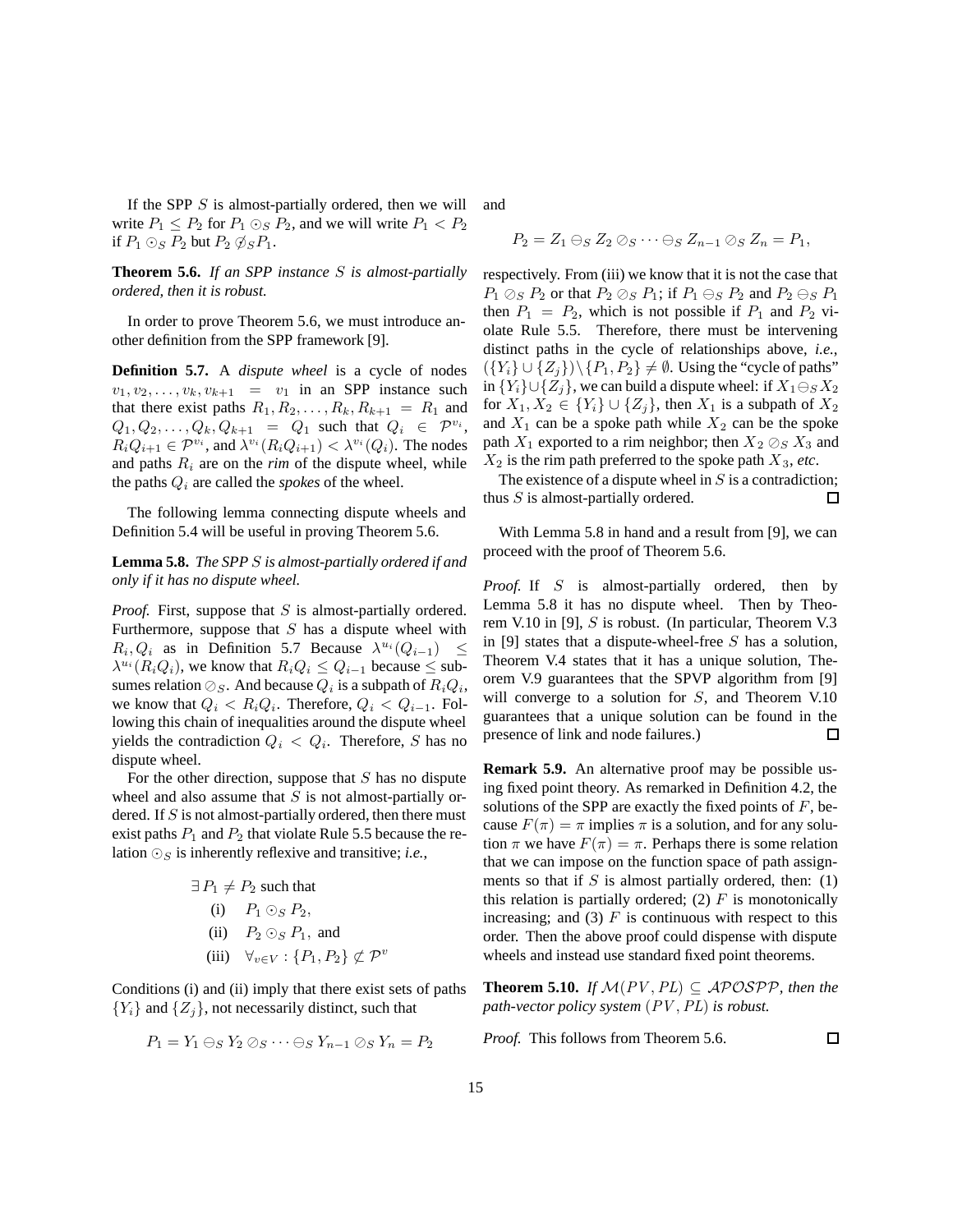If the SPP $S$ is almost-partially ordered, then we will write $P_1 \leq P_2$ for $P_1 \odot_S P_2$, and we will write $P_1 < P_2$ if $P_1 \odot_S P_2$ but $P_2 \not\oslash_S P_1$.

**Theorem 5.6.** *If an SPP instance $S$ is almost-partially ordered, then it is robust.*

In order to prove Theorem 5.6, we must introduce another definition from the SPP framework [9].

**Definition 5.7.** A *dispute wheel* is a cycle of nodes $v_1, v_2, \ldots, v_k, v_{k+1} = v_1$ in an SPP instance such that there exist paths $R_1, R_2, \ldots, R_k, R_{k+1} = R_1$ and $Q_1, Q_2, \ldots, Q_k, Q_{k+1} = Q_1$ such that $Q_i \in \mathcal{P}^{v_i}$, $R_i Q_{i+1} \in \mathcal{P}^{v_i}$, and $\lambda^{v_i}(R_i Q_{i+1}) < \lambda^{v_i}(Q_i)$. The nodes and paths $R_i$ are on the *rim* of the dispute wheel, while the paths $Q_i$ are called the *spokes* of the wheel.

The following lemma connecting dispute wheels and Definition 5.4 will be useful in proving Theorem 5.6.

**Lemma 5.8.** *The SPP $S$ is almost-partially ordered if and only if it has no dispute wheel.*

*Proof.* First, suppose that $S$ is almost-partially ordered. Furthermore, suppose that $S$ has a dispute wheel with $R_i, Q_i$ as in Definition 5.7 Because $\lambda^{u_i}(Q_{i-1}) \leq \lambda^{u_i}(R_i Q_i)$, we know that $R_i Q_i \leq Q_{i-1}$ because $\leq$ subsumes relation $\oslash_S$. And because $Q_i$ is a subpath of $R_i Q_i$, we know that $Q_i < R_i Q_i$. Therefore, $Q_i < Q_{i-1}$. Following this chain of inequalities around the dispute wheel yields the contradiction $Q_i < Q_i$. Therefore, $S$ has no dispute wheel.

For the other direction, suppose that $S$ has no dispute wheel and also assume that $S$ is not almost-partially ordered. If $S$ is not almost-partially ordered, then there must exist paths $P_1$ and $P_2$ that violate Rule 5.5 because the relation $\odot_S$ is inherently reflexive and transitive; *i.e.*,

$$
\begin{aligned}
&\exists\, P_1 \neq P_2 \text{ such that} \\
&\quad \text{(i)} \quad P_1 \odot_S P_2, \\
&\quad \text{(ii)} \quad P_2 \odot_S P_1, \text{ and} \\
&\quad \text{(iii)} \quad \forall_{v \in V} : \{P_1, P_2\} \not\subseteq \mathcal{P}^v
\end{aligned}
$$

Conditions (i) and (ii) imply that there exist sets of paths $\{Y_i\}$ and $\{Z_j\}$, not necessarily distinct, such that

$$P_1 = Y_1 \ominus_S Y_2 \oslash_S \cdots \ominus_S Y_{n-1} \oslash_S Y_n = P_2$$

and

$$P_2 = Z_1 \ominus_S Z_2 \oslash_S \cdots \ominus_S Z_{n-1} \oslash_S Z_n = P_1,$$

respectively. From (iii) we know that it is not the case that $P_1 \oslash_S P_2$ or that $P_2 \oslash_S P_1$; if $P_1 \ominus_S P_2$ and $P_2 \ominus_S P_1$ then $P_1 = P_2$, which is not possible if $P_1$ and $P_2$ violate Rule 5.5. Therefore, there must be intervening distinct paths in the cycle of relationships above, *i.e.*, $(\{Y_i\} \cup \{Z_j\}) \setminus \{P_1, P_2\} \neq \emptyset$. Using the "cycle of paths" in $\{Y_i\} \cup \{Z_j\}$, we can build a dispute wheel: if $X_1 \ominus_S X_2$ for $X_1, X_2 \in \{Y_i\} \cup \{Z_j\}$, then $X_1$ is a subpath of $X_2$ and $X_1$ can be a spoke path while $X_2$ can be the spoke path $X_1$ exported to a rim neighbor; then $X_2 \oslash_S X_3$ and $X_2$ is the rim path preferred to the spoke path $X_3$, *etc*.

The existence of a dispute wheel in $S$ is a contradiction; thus $S$ is almost-partially ordered. ☐

With Lemma 5.8 in hand and a result from [9], we can proceed with the proof of Theorem 5.6.

*Proof.* If $S$ is almost-partially ordered, then by Lemma 5.8 it has no dispute wheel. Then by Theorem V.10 in [9], $S$ is robust. (In particular, Theorem V.3 in [9] states that a dispute-wheel-free $S$ has a solution, Theorem V.4 states that it has a unique solution, Theorem V.9 guarantees that the SPVP algorithm from [9] will converge to a solution for $S$, and Theorem V.10 guarantees that a unique solution can be found in the presence of link and node failures.) ☐

**Remark 5.9.** An alternative proof may be possible using fixed point theory. As remarked in Definition 4.2, the solutions of the SPP are exactly the fixed points of $F$, because $F(\pi) = \pi$ implies $\pi$ is a solution, and for any solution $\pi$ we have $F(\pi) = \pi$. Perhaps there is some relation that we can impose on the function space of path assignments so that if $S$ is almost partially ordered, then: (1) this relation is partially ordered; (2) $F$ is monotonically increasing; and (3) $F$ is continuous with respect to this order. Then the above proof could dispense with dispute wheels and instead use standard fixed point theorems.

**Theorem 5.10.** *If $\mathcal{M}(PV, PL) \subseteq \mathcal{APOSPP}$, then the path-vector policy system $(PV, PL)$ is robust.*

*Proof.* This follows from Theorem 5.6. ☐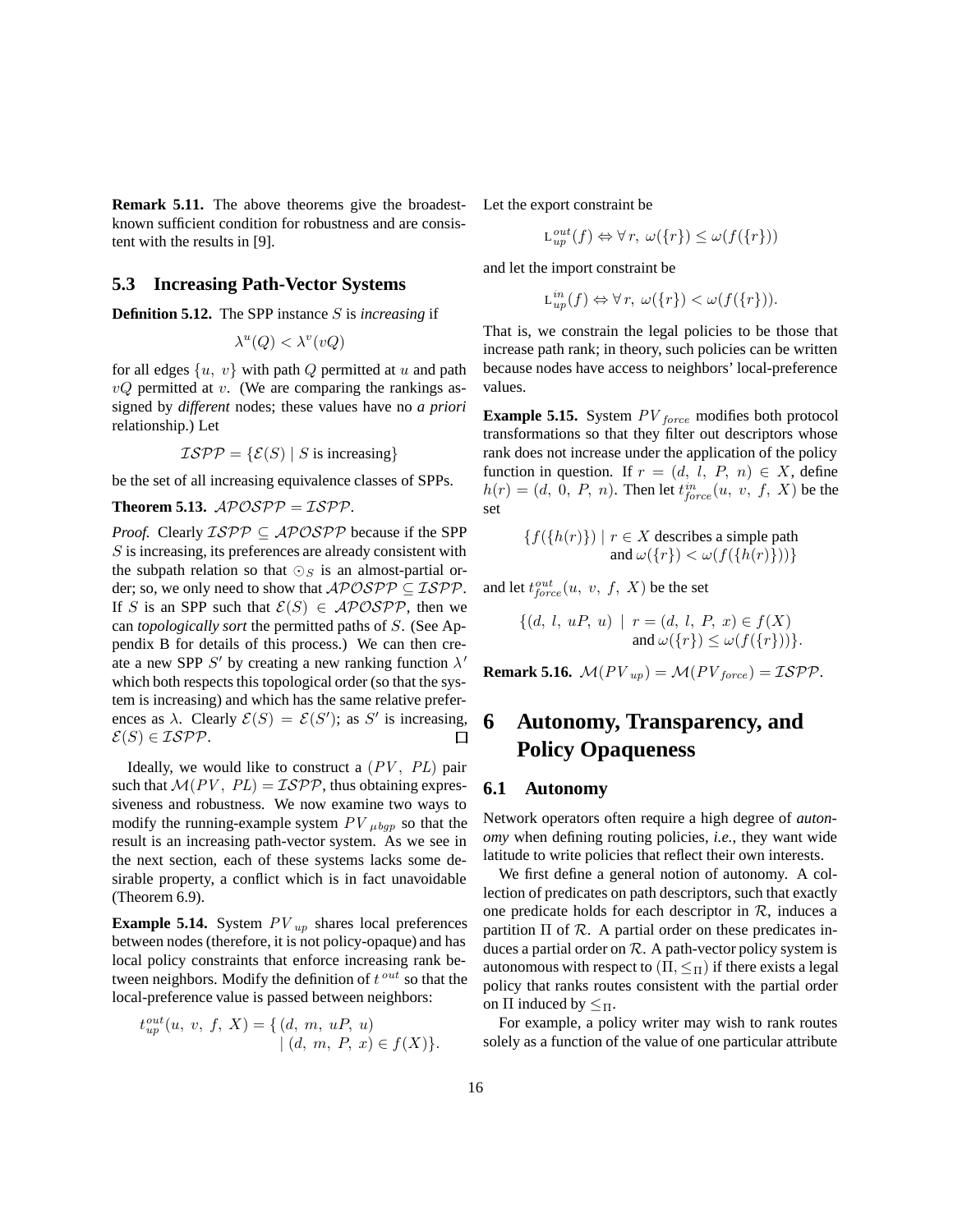**Remark 5.11.** The above theorems give the broadest-known sufficient condition for robustness and are consistent with the results in [9].

## 5.3 Increasing Path-Vector Systems

**Definition 5.12.** The SPP instance $S$ is *increasing* if

$$\lambda^u(Q) < \lambda^v(vQ)$$

for all edges $\{u,\ v\}$ with path $Q$ permitted at $u$ and path $vQ$ permitted at $v$. (We are comparing the rankings assigned by *different* nodes; these values have no *a priori* relationship.) Let

$$\mathcal{ISPP} = \{\mathcal{E}(S) \mid S \text{ is increasing}\}$$

be the set of all increasing equivalence classes of SPPs.

**Theorem 5.13.** $\mathcal{APOSPP} = \mathcal{ISPP}$.

*Proof.* Clearly $\mathcal{ISPP} \subseteq \mathcal{APOSPP}$ because if the SPP $S$ is increasing, its preferences are already consistent with the subpath relation so that $\odot_S$ is an almost-partial order; so, we only need to show that $\mathcal{APOSPP} \subseteq \mathcal{ISPP}$. If $S$ is an SPP such that $\mathcal{E}(S) \in \mathcal{APOSPP}$, then we can *topologically sort* the permitted paths of $S$. (See Appendix B for details of this process.) We can then create a new SPP $S'$ by creating a new ranking function $\lambda'$ which both respects this topological order (so that the system is increasing) and which has the same relative preferences as $\lambda$. Clearly $\mathcal{E}(S) = \mathcal{E}(S')$; as $S'$ is increasing, $\mathcal{E}(S) \in \mathcal{ISPP}$. ∎

Ideally, we would like to construct a $(PV,\ PL)$ pair such that $\mathcal{M}(PV,\ PL) = \mathcal{ISPP}$, thus obtaining expressiveness and robustness. We now examine two ways to modify the running-example system $PV_{\mu bgp}$ so that the result is an increasing path-vector system. As we see in the next section, each of these systems lacks some desirable property, a conflict which is in fact unavoidable (Theorem 6.9).

**Example 5.14.** System $PV_{up}$ shares local preferences between nodes (therefore, it is not policy-opaque) and has local policy constraints that enforce increasing rank between neighbors. Modify the definition of $t^{out}$ so that the local-preference value is passed between neighbors:

$$t^{out}_{up}(u,\ v,\ f,\ X) = \{\, (d,\ m,\ uP,\ u) \mid (d,\ m,\ P,\ x) \in f(X)\}.$$

Let the export constraint be

$$\mathrm{L}^{out}_{up}(f) \Leftrightarrow \forall\, r,\ \omega(\{r\}) \leq \omega(f(\{r\}))$$

and let the import constraint be

$$\mathrm{L}^{in}_{up}(f) \Leftrightarrow \forall\, r,\ \omega(\{r\}) < \omega(f(\{r\})).$$

That is, we constrain the legal policies to be those that increase path rank; in theory, such policies can be written because nodes have access to neighbors' local-preference values.

**Example 5.15.** System $PV_{force}$ modifies both protocol transformations so that they filter out descriptors whose rank does not increase under the application of the policy function in question. If $r = (d,\ l,\ P,\ n) \in X$, define $h(r) = (d,\ 0,\ P,\ n)$. Then let $t^{in}_{force}(u,\ v,\ f,\ X)$ be the set

$$\{f(\{h(r)\}) \mid r \in X \text{ describes a simple path and } \omega(\{r\}) < \omega(f(\{h(r)\}))\}$$

and let $t^{out}_{force}(u,\ v,\ f,\ X)$ be the set

$$\{(d,\ l,\ uP,\ u) \mid r = (d,\ l,\ P,\ x) \in f(X) \text{ and } \omega(\{r\}) \leq \omega(f(\{r\}))\}.$$

**Remark 5.16.** $\mathcal{M}(PV_{up}) = \mathcal{M}(PV_{force}) = \mathcal{ISPP}$.

# 6 Autonomy, Transparency, and Policy Opaqueness

## 6.1 Autonomy

Network operators often require a high degree of *autonomy* when defining routing policies, *i.e.*, they want wide latitude to write policies that reflect their own interests.

We first define a general notion of autonomy. A collection of predicates on path descriptors, such that exactly one predicate holds for each descriptor in $\mathcal{R}$, induces a partition $\Pi$ of $\mathcal{R}$. A partial order on these predicates induces a partial order on $\mathcal{R}$. A path-vector policy system is autonomous with respect to $(\Pi, \leq_\Pi)$ if there exists a legal policy that ranks routes consistent with the partial order on $\Pi$ induced by $\leq_\Pi$.

For example, a policy writer may wish to rank routes solely as a function of the value of one particular attribute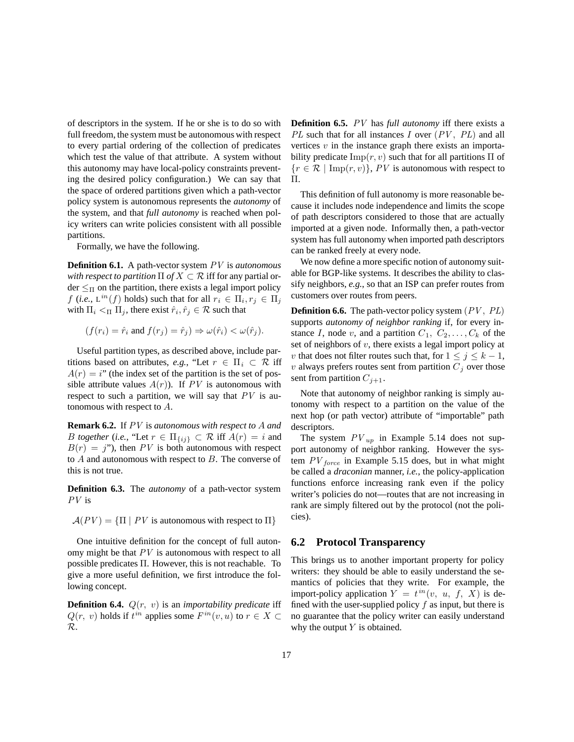of descriptors in the system. If he or she is to do so with full freedom, the system must be autonomous with respect to every partial ordering of the collection of predicates which test the value of that attribute. A system without this autonomy may have local-policy constraints preventing the desired policy configuration.) We can say that the space of ordered partitions given which a path-vector policy system is autonomous represents the *autonomy* of the system, and that *full autonomy* is reached when policy writers can write policies consistent with all possible partitions.

Formally, we have the following.

**Definition 6.1.** A path-vector system $PV$ is *autonomous with respect to partition* $\Pi$ *of* $X \subset \mathcal{R}$ iff for any partial order $\leq_\Pi$ on the partition, there exists a legal import policy $f$ (*i.e.*, $\text{L}^{in}(f)$ holds) such that for all $r_i \in \Pi_i, r_j \in \Pi_j$ with $\Pi_i <_\Pi \Pi_j$, there exist $\hat{r}_i, \hat{r}_j \in \mathcal{R}$ such that

$$(f(r_i) = \hat{r}_i \text{ and } f(r_j) = \hat{r}_j) \Rightarrow \omega(\hat{r}_i) < \omega(\hat{r}_j).$$

Useful partition types, as described above, include partitions based on attributes, *e.g.*, "Let $r \in \Pi_i \subset \mathcal{R}$ iff $A(r) = i$" (the index set of the partition is the set of possible attribute values $A(r)$). If $PV$ is autonomous with respect to such a partition, we will say that $PV$ is autonomous with respect to $A$.

**Remark 6.2.** If $PV$ is *autonomous with respect to* $A$ *and* $B$ *together* (*i.e.*, "Let $r \in \Pi_{\{ij\}} \subset \mathcal{R}$ iff $A(r) = i$ and $B(r) = j$"), then $PV$ is both autonomous with respect to $A$ and autonomous with respect to $B$. The converse of this is not true.

**Definition 6.3.** The *autonomy* of a path-vector system $PV$ is

$$\mathcal{A}(PV) = \{\Pi \mid PV \text{ is autonomous with respect to } \Pi\}$$

One intuitive definition for the concept of full autonomy might be that $PV$ is autonomous with respect to all possible predicates $\Pi$. However, this is not reachable. To give a more useful definition, we first introduce the following concept.

**Definition 6.4.** $Q(r,\ v)$ is an *importability predicate* iff $Q(r,\ v)$ holds if $t^{in}$ applies some $F^{in}(v, u)$ to $r \in X \subset \mathcal{R}$.

**Definition 6.5.** $PV$ has *full autonomy* iff there exists a $PL$ such that for all instances $I$ over $(PV,\ PL)$ and all vertices $v$ in the instance graph there exists an importability predicate $\text{Imp}(r, v)$ such that for all partitions $\Pi$ of $\{r \in \mathcal{R} \mid \text{Imp}(r, v)\}$, $PV$ is autonomous with respect to $\Pi$.

This definition of full autonomy is more reasonable because it includes node independence and limits the scope of path descriptors considered to those that are actually imported at a given node. Informally then, a path-vector system has full autonomy when imported path descriptors can be ranked freely at every node.

We now define a more specific notion of autonomy suitable for BGP-like systems. It describes the ability to classify neighbors, *e.g.*, so that an ISP can prefer routes from customers over routes from peers.

**Definition 6.6.** The path-vector policy system $(PV,\ PL)$ supports *autonomy of neighbor ranking* if, for every instance $I$, node $v$, and a partition $C_1,\ C_2, \ldots, C_k$ of the set of neighbors of $v$, there exists a legal import policy at $v$ that does not filter routes such that, for $1 \leq j \leq k-1$, $v$ always prefers routes sent from partition $C_j$ over those sent from partition $C_{j+1}$.

Note that autonomy of neighbor ranking is simply autonomy with respect to a partition on the value of the next hop (or path vector) attribute of "importable" path descriptors.

The system $PV_{up}$ in Example 5.14 does not support autonomy of neighbor ranking. However the system $PV_{force}$ in Example 5.15 does, but in what might be called a *draconian* manner, *i.e.*, the policy-application functions enforce increasing rank even if the policy writer's policies do not—routes that are not increasing in rank are simply filtered out by the protocol (not the policies).

## 6.2 Protocol Transparency

This brings us to another important property for policy writers: they should be able to easily understand the semantics of policies that they write. For example, the import-policy application $Y = t^{in}(v,\ u,\ f,\ X)$ is defined with the user-supplied policy $f$ as input, but there is no guarantee that the policy writer can easily understand why the output $Y$ is obtained.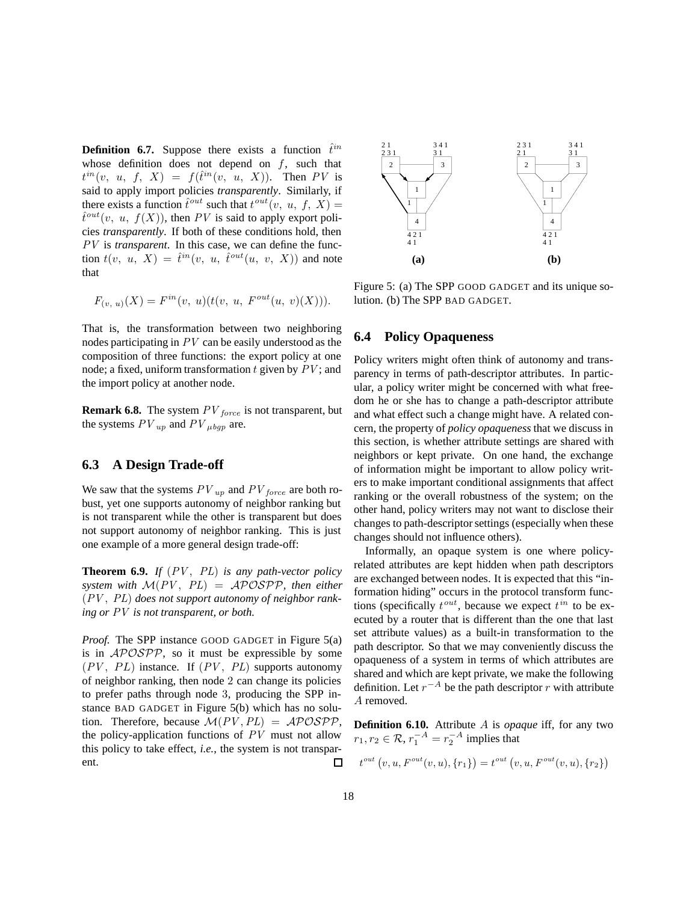**Definition 6.7.** Suppose there exists a function $\hat{t}^{in}$ whose definition does not depend on $f$, such that $t^{in}(v,\ u,\ f,\ X) = f(\hat{t}^{in}(v,\ u,\ X))$. Then $PV$ is said to apply import policies *transparently*. Similarly, if there exists a function $\hat{t}^{out}$ such that $t^{out}(v,\ u,\ f,\ X) = \hat{t}^{out}(v,\ u,\ f(X))$, then $PV$ is said to apply export policies *transparently*. If both of these conditions hold, then $PV$ is *transparent*. In this case, we can define the function $t(v,\ u,\ X) = \hat{t}^{in}(v,\ u,\ \hat{t}^{out}(u,\ v,\ X))$ and note that

$$F_{(v,\ u)}(X) = F^{in}(v,\ u)(t(v,\ u,\ F^{out}(u,\ v)(X))).$$

That is, the transformation between two neighboring nodes participating in $PV$ can be easily understood as the composition of three functions: the export policy at one node; a fixed, uniform transformation $t$ given by $PV$; and the import policy at another node.

**Remark 6.8.** The system $PV_{force}$ is not transparent, but the systems $PV_{up}$ and $PV_{\mu bgp}$ are.

### 6.3 A Design Trade-off

We saw that the systems $PV_{up}$ and $PV_{force}$ are both robust, yet one supports autonomy of neighbor ranking but is not transparent while the other is transparent but does not support autonomy of neighbor ranking. This is just one example of a more general design trade-off:

**Theorem 6.9.** *If $(PV,\ PL)$ is any path-vector policy system with $\mathcal{M}(PV,\ PL) = \mathcal{APOSPP}$, then either $(PV,\ PL)$ does not support autonomy of neighbor ranking or $PV$ is not transparent, or both.*

*Proof.* The SPP instance GOOD GADGET in Figure 5(a) is in $\mathcal{APOSPP}$, so it must be expressible by some $(PV,\ PL)$ instance. If $(PV,\ PL)$ supports autonomy of neighbor ranking, then node 2 can change its policies to prefer paths through node 3, producing the SPP instance BAD GADGET in Figure 5(b) which has no solution. Therefore, because $\mathcal{M}(PV, PL) = \mathcal{APOSPP}$, the policy-application functions of $PV$ must not allow this policy to take effect, *i.e.*, the system is not transparent. □

Figure 5: (a) The SPP GOOD GADGET and its unique solution. (b) The SPP BAD GADGET.

### 6.4 Policy Opaqueness

Policy writers might often think of autonomy and transparency in terms of path-descriptor attributes. In particular, a policy writer might be concerned with what freedom he or she has to change a path-descriptor attribute and what effect such a change might have. A related concern, the property of *policy opaqueness* that we discuss in this section, is whether attribute settings are shared with neighbors or kept private. On one hand, the exchange of information might be important to allow policy writers to make important conditional assignments that affect ranking or the overall robustness of the system; on the other hand, policy writers may not want to disclose their changes to path-descriptor settings (especially when these changes should not influence others).

Informally, an opaque system is one where policy-related attributes are kept hidden when path descriptors are exchanged between nodes. It is expected that this "information hiding" occurs in the protocol transform functions (specifically $t^{out}$, because we expect $t^{in}$ to be executed by a router that is different than the one that last set attribute values) as a built-in transformation to the path descriptor. So that we may conveniently discuss the opaqueness of a system in terms of which attributes are shared and which are kept private, we make the following definition. Let $r^{-A}$ be the path descriptor $r$ with attribute $A$ removed.

**Definition 6.10.** Attribute $A$ is *opaque* iff, for any two $r_1, r_2 \in \mathcal{R}$, $r_1^{-A} = r_2^{-A}$ implies that

$$t^{out}\left(v, u, F^{out}(v,u), \{r_1\}\right) = t^{out}\left(v, u, F^{out}(v,u), \{r_2\}\right)$$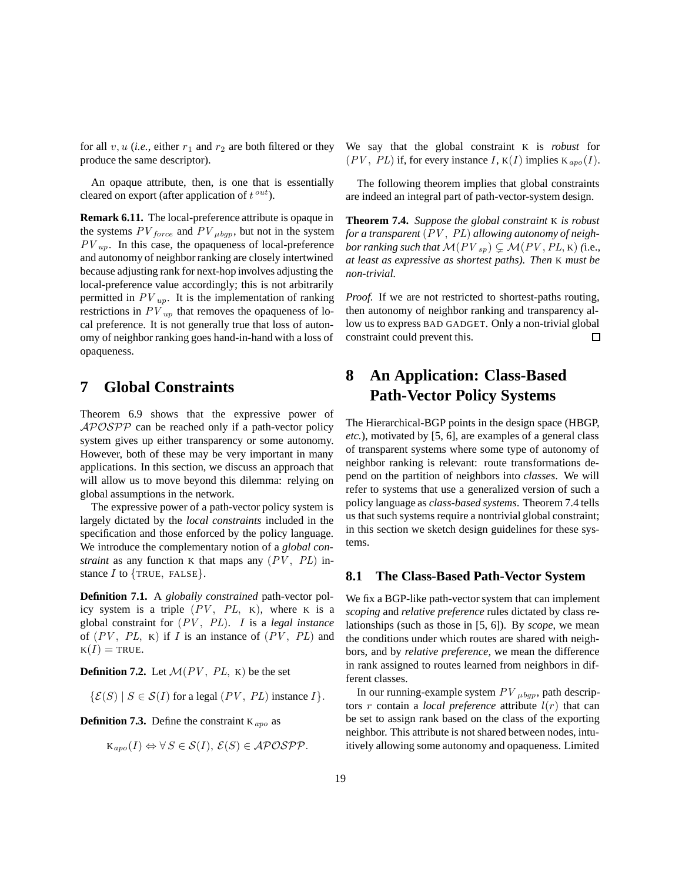for all $v, u$ (*i.e.*, either $r_1$ and $r_2$ are both filtered or they produce the same descriptor).

An opaque attribute, then, is one that is essentially cleared on export (after application of $t^{out}$).

**Remark 6.11.** The local-preference attribute is opaque in the systems $PV_{force}$ and $PV_{\mu bgp}$, but not in the system $PV_{up}$. In this case, the opaqueness of local-preference and autonomy of neighbor ranking are closely intertwined because adjusting rank for next-hop involves adjusting the local-preference value accordingly; this is not arbitrarily permitted in $PV_{up}$. It is the implementation of ranking restrictions in $PV_{up}$ that removes the opaqueness of local preference. It is not generally true that loss of autonomy of neighbor ranking goes hand-in-hand with a loss of opaqueness.

# 7 Global Constraints

Theorem 6.9 shows that the expressive power of $\mathcal{APOSPP}$ can be reached only if a path-vector policy system gives up either transparency or some autonomy. However, both of these may be very important in many applications. In this section, we discuss an approach that will allow us to move beyond this dilemma: relying on global assumptions in the network.

The expressive power of a path-vector policy system is largely dictated by the *local constraints* included in the specification and those enforced by the policy language. We introduce the complementary notion of a *global constraint* as any function $\kappa$ that maps any $(PV,\ PL)$ instance $I$ to $\{\text{TRUE},\ \text{FALSE}\}$.

**Definition 7.1.** A *globally constrained* path-vector policy system is a triple $(PV,\ PL,\ \kappa)$, where $\kappa$ is a global constraint for $(PV,\ PL)$. $I$ is a *legal instance* of $(PV,\ PL,\ \kappa)$ if $I$ is an instance of $(PV,\ PL)$ and $\kappa(I) = \text{TRUE}$.

**Definition 7.2.** Let $\mathcal{M}(PV,\ PL,\ \kappa)$ be the set

$$\{\mathcal{E}(S) \mid S \in \mathcal{S}(I) \text{ for a legal } (PV,\ PL) \text{ instance } I\}.$$

**Definition 7.3.** Define the constraint $\kappa_{apo}$ as

$$\kappa_{apo}(I) \Leftrightarrow \forall\, S \in \mathcal{S}(I),\ \mathcal{E}(S) \in \mathcal{APOSPP}.$$

We say that the global constraint $\kappa$ is *robust* for $(PV,\ PL)$ if, for every instance $I$, $\kappa(I)$ implies $\kappa_{apo}(I)$.

The following theorem implies that global constraints are indeed an integral part of path-vector-system design.

**Theorem 7.4.** *Suppose the global constraint $\kappa$ is robust for a transparent $(PV,\ PL)$ allowing autonomy of neighbor ranking such that $\mathcal{M}(PV_{sp}) \subsetneq \mathcal{M}(PV, PL, \kappa)$ (*i.e.*, at least as expressive as shortest paths). Then $\kappa$ must be non-trivial.*

*Proof.* If we are not restricted to shortest-paths routing, then autonomy of neighbor ranking and transparency allow us to express BAD GADGET. Only a non-trivial global constraint could prevent this. □

# 8 An Application: Class-Based Path-Vector Policy Systems

The Hierarchical-BGP points in the design space (HBGP, *etc.*), motivated by [5, 6], are examples of a general class of transparent systems where some type of autonomy of neighbor ranking is relevant: route transformations depend on the partition of neighbors into *classes*. We will refer to systems that use a generalized version of such a policy language as *class-based systems*. Theorem 7.4 tells us that such systems require a nontrivial global constraint; in this section we sketch design guidelines for these systems.

## 8.1 The Class-Based Path-Vector System

We fix a BGP-like path-vector system that can implement *scoping* and *relative preference* rules dictated by class relationships (such as those in [5, 6]). By *scope*, we mean the conditions under which routes are shared with neighbors, and by *relative preference*, we mean the difference in rank assigned to routes learned from neighbors in different classes.

In our running-example system $PV_{\mu bgp}$, path descriptors $r$ contain a *local preference* attribute $l(r)$ that can be set to assign rank based on the class of the exporting neighbor. This attribute is not shared between nodes, intuitively allowing some autonomy and opaqueness. Limited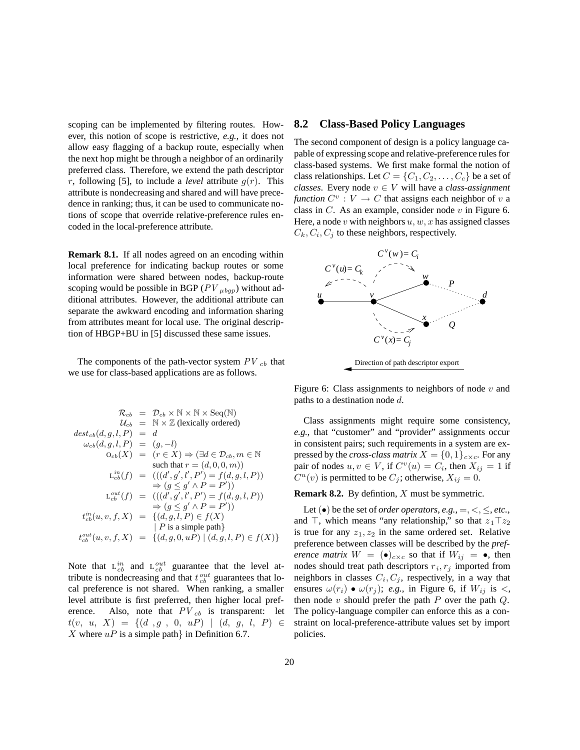scoping can be implemented by filtering routes. However, this notion of scope is restrictive, *e.g.,* it does not allow easy flagging of a backup route, especially when the next hop might be through a neighbor of an ordinarily preferred class. Therefore, we extend the path descriptor $r$, following [5], to include a *level* attribute $g(r)$. This attribute is nondecreasing and shared and will have precedence in ranking; thus, it can be used to communicate notions of scope that override relative-preference rules encoded in the local-preference attribute.

**Remark 8.1.** If all nodes agreed on an encoding within local preference for indicating backup routes or some information were shared between nodes, backup-route scoping would be possible in BGP ($PV_{\mu bgp}$) without additional attributes. However, the additional attribute can separate the awkward encoding and information sharing from attributes meant for local use. The original description of HBGP+BU in [5] discussed these same issues.

The components of the path-vector system $PV_{cb}$ that we use for class-based applications are as follows.

$$
\begin{aligned}
\mathcal{R}_{cb} &= \mathcal{D}_{cb} \times \mathbb{N} \times \mathbb{N} \times \mathrm{Seq}(\mathbb{N}) \\
\mathcal{U}_{cb} &= \mathbb{N} \times \mathbb{Z} \text{ (lexically ordered)} \\
dest_{cb}(d,g,l,P) &= d \\
\omega_{cb}(d,g,l,P) &= (g,-l) \\
\mathrm{O}_{cb}(X) &= (r \in X) \Rightarrow (\exists d \in \mathcal{D}_{cb}, m \in \mathbb{N} \\
&\quad \text{such that } r = (d,0,0,m)) \\
\mathrm{L}^{in}_{cb}(f) &= (((d',g',l',P') = f(d,g,l,P)) \\
&\quad \Rightarrow (g \leq g' \wedge P = P')) \\
\mathrm{L}^{out}_{cb}(f) &= (((d',g',l',P') = f(d,g,l,P)) \\
&\quad \Rightarrow (g \leq g' \wedge P = P')) \\
t^{in}_{cb}(u,v,f,X) &= \{(d,g,l,P) \in f(X) \\
&\quad \mid P \text{ is a simple path}\} \\
t^{out}_{cb}(u,v,f,X) &= \{(d,g,0,uP) \mid (d,g,l,P) \in f(X)\}
\end{aligned}
$$

Note that $\mathrm{L}^{in}_{cb}$ and $\mathrm{L}^{out}_{cb}$ guarantee that the level attribute is nondecreasing and that $t^{out}_{cb}$ guarantees that local preference is not shared. When ranking, a smaller level attribute is first preferred, then higher local preference. Also, note that $PV_{cb}$ is transparent: let $t(v, u, X) = \{(d, g, 0, uP) \mid (d, g, l, P) \in X$ where $uP$ is a simple path$\}$ in Definition 6.7.

## 8.2 Class-Based Policy Languages

The second component of design is a policy language capable of expressing scope and relative-preference rules for class-based systems. We first make formal the notion of class relationships. Let $C = \{C_1, C_2, \ldots, C_c\}$ be a set of *classes*. Every node $v \in V$ will have a *class-assignment function* $C^v : V \to C$ that assigns each neighbor of $v$ a class in $C$. As an example, consider node $v$ in Figure 6. Here, a node $v$ with neighbors $u, w, x$ has assigned classes $C_k, C_i, C_j$ to these neighbors, respectively.

Figure 6: Class assignments to neighbors of node $v$ and paths to a destination node $d$.

Class assignments might require some consistency, *e.g.,* that "customer" and "provider" assignments occur in consistent pairs; such requirements in a system are expressed by the *cross-class matrix* $X = \{0,1\}_{c \times c}$. For any pair of nodes $u, v \in V$, if $C^v(u) = C_i$, then $X_{ij} = 1$ if $C^u(v)$ is permitted to be $C_j$; otherwise, $X_{ij} = 0$.

**Remark 8.2.** By defintion, $X$ must be symmetric.

Let $(\bullet)$ be the set of *order operators, e.g.,* $=, <, \leq$, *etc.*, and $\top$, which means "any relationship," so that $z_1 \top z_2$ is true for any $z_1, z_2$ in the same ordered set. Relative preference between classes will be described by the *preference matrix* $W = (\bullet)_{c \times c}$ so that if $W_{ij} = \bullet$, then nodes should treat path descriptors $r_i, r_j$ imported from neighbors in classes $C_i, C_j$, respectively, in a way that ensures $\omega(r_i) \bullet \omega(r_j)$; *e.g.,* in Figure 6, if $W_{ij}$ is $<$, then node $v$ should prefer the path $P$ over the path $Q$. The policy-language compiler can enforce this as a constraint on local-preference-attribute values set by import policies.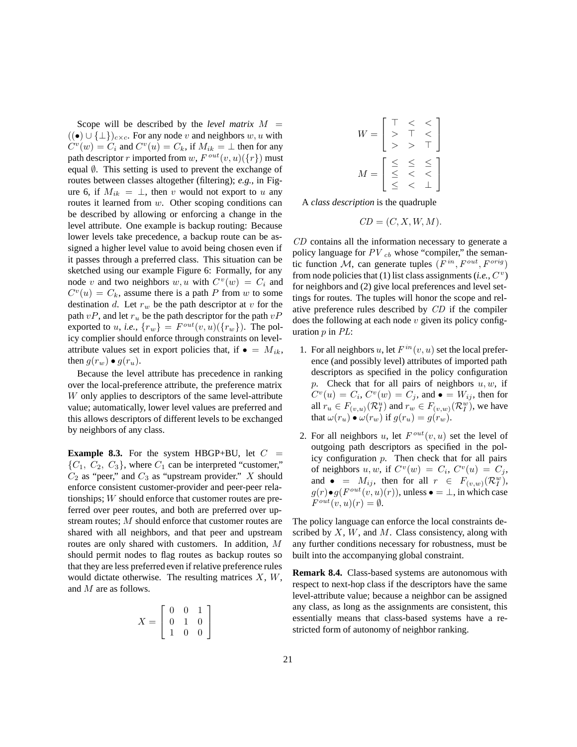Scope will be described by the *level matrix* $M = ((\bullet) \cup \{\bot\})_{c \times c}$. For any node $v$ and neighbors $w, u$ with $C^v(w) = C_i$ and $C^v(u) = C_k$, if $M_{ik} = \bot$ then for any path descriptor $r$ imported from $w$, $F^{out}(v,u)(\{r\})$ must equal $\emptyset$. This setting is used to prevent the exchange of routes between classes altogether (filtering); *e.g.,* in Figure 6, if $M_{ik} = \bot$, then $v$ would not export to $u$ any routes it learned from $w$. Other scoping conditions can be described by allowing or enforcing a change in the level attribute. One example is backup routing: Because lower levels take precedence, a backup route can be assigned a higher level value to avoid being chosen even if it passes through a preferred class. This situation can be sketched using our example Figure 6: Formally, for any node $v$ and two neighbors $w, u$ with $C^v(w) = C_i$ and $C^v(u) = C_k$, assume there is a path $P$ from $w$ to some destination $d$. Let $r_w$ be the path descriptor at $v$ for the path $vP$, and let $r_u$ be the path descriptor for the path $vP$ exported to $u$, *i.e.,* $\{r_w\} = F^{out}(v,u)(\{r_w\})$. The policy complier should enforce through constraints on level-attribute values set in export policies that, if $\bullet = M_{ik}$, then $g(r_w) \bullet g(r_u)$.

Because the level attribute has precedence in ranking over the local-preference attribute, the preference matrix $W$ only applies to descriptors of the same level-attribute value; automatically, lower level values are preferred and this allows descriptors of different levels to be exchanged by neighbors of any class.

**Example 8.3.** For the system HBGP+BU, let $C = \{C_1, C_2, C_3\}$, where $C_1$ can be interpreted "customer," $C_2$ as "peer," and $C_3$ as "upstream provider." $X$ should enforce consistent customer-provider and peer-peer relationships; $W$ should enforce that customer routes are preferred over peer routes, and both are preferred over upstream routes; $M$ should enforce that customer routes are shared with all neighbors, and that peer and upstream routes are only shared with customers. In addition, $M$ should permit nodes to flag routes as backup routes so that they are less preferred even if relative preference rules would dictate otherwise. The resulting matrices $X$, $W$, and $M$ are as follows.

$$X = \begin{bmatrix} 0 & 0 & 1 \\ 0 & 1 & 0 \\ 1 & 0 & 0 \end{bmatrix}$$

$$W = \begin{bmatrix} \top & < & < \\ > & \top & < \\ > & > & \top \end{bmatrix}$$

$$M = \begin{bmatrix} \leq & \leq & \leq \\ \leq & < & < \\ \leq & < & \bot \end{bmatrix}$$

A *class description* is the quadruple

$$CD = (C, X, W, M).$$

$CD$ contains all the information necessary to generate a policy language for $PV_{cb}$ whose "compiler," the semantic function $\mathcal{M}$, can generate tuples $(F^{in}, F^{out}, F^{orig})$ from node policies that (1) list class assignments (*i.e.,* $C^v$) for neighbors and (2) give local preferences and level settings for routes. The tuples will honor the scope and relative preference rules described by $CD$ if the compiler does the following at each node $v$ given its policy configuration $p$ in $PL$:

1. For all neighbors $u$, let $F^{in}(v,u)$ set the local preference (and possibly level) attributes of imported path descriptors as specified in the policy configuration $p$. Check that for all pairs of neighbors $u, w$, if $C^v(u) = C_i$, $C^v(w) = C_j$, and $\bullet = W_{ij}$, then for all $r_u \in F_{(v,u)}(\mathcal{R}_I^u)$ and $r_w \in F_{(v,w)}(\mathcal{R}_I^w)$, we have that $\omega(r_u) \bullet \omega(r_w)$ if $g(r_u) = g(r_w)$.
2. For all neighbors $u$, let $F^{out}(v,u)$ set the level of outgoing path descriptors as specified in the policy configuration $p$. Then check that for all pairs of neighbors $u, w$, if $C^v(w) = C_i$, $C^v(u) = C_j$, and $\bullet = M_{ij}$, then for all $r \in F_{(v,w)}(\mathcal{R}_I^w)$, $g(r) \bullet g(F^{out}(v,u)(r))$, unless $\bullet = \bot$, in which case $F^{out}(v,u)(r) = \emptyset$.

The policy language can enforce the local constraints described by $X$, $W$, and $M$. Class consistency, along with any further conditions necessary for robustness, must be built into the accompanying global constraint.

**Remark 8.4.** Class-based systems are autonomous with respect to next-hop class if the descriptors have the same level-attribute value; because a neighbor can be assigned any class, as long as the assignments are consistent, this essentially means that class-based systems have a restricted form of autonomy of neighbor ranking.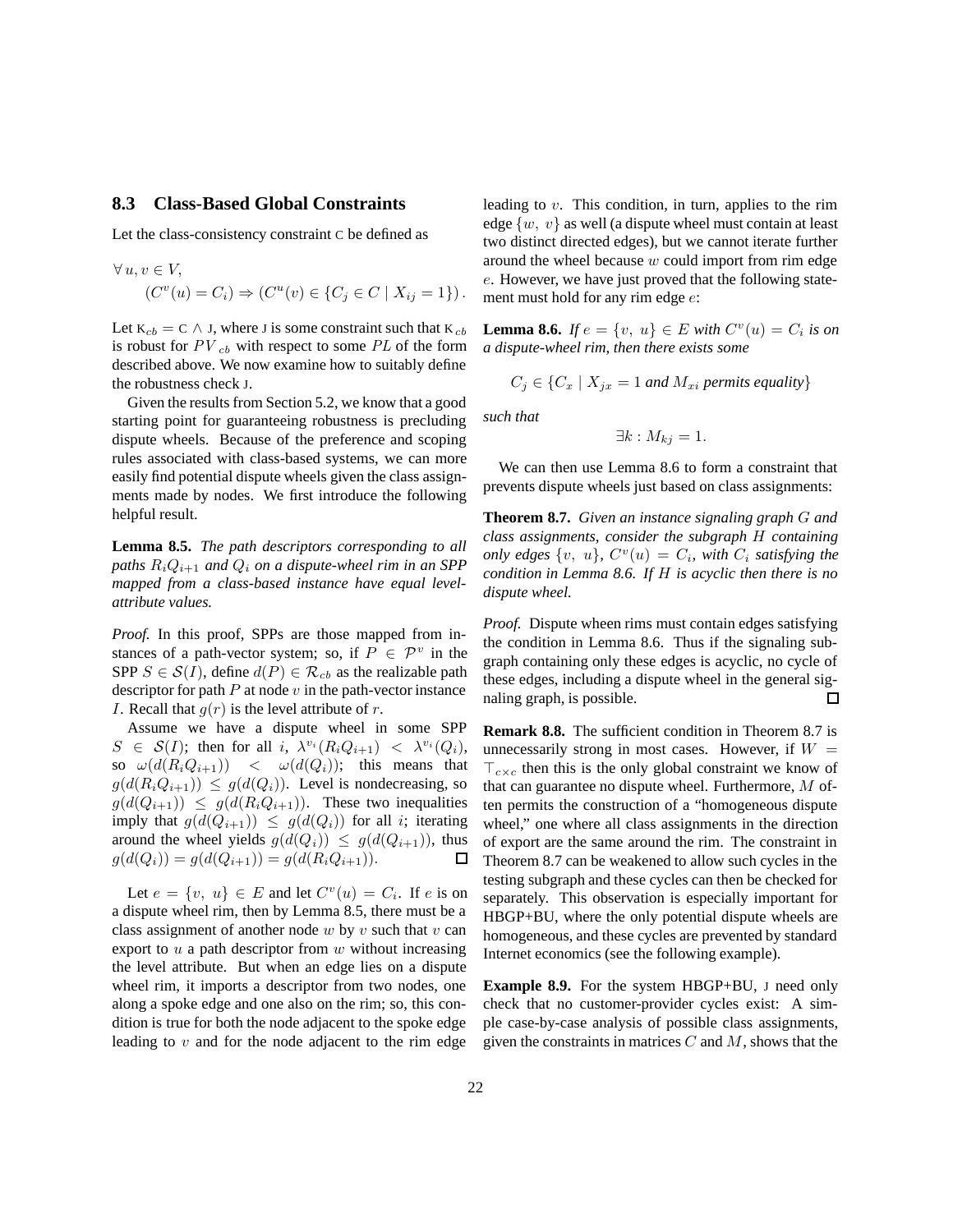### 8.3 Class-Based Global Constraints

Let the class-consistency constraint C be defined as

$$\forall\, u, v \in V,$$
$$(C^v(u) = C_i) \Rightarrow (C^u(v) \in \{C_j \in C \mid X_{ij} = 1\}).$$

Let $\mathrm{K}_{cb} = \mathrm{C} \wedge \mathrm{J}$, where J is some constraint such that $\mathrm{K}_{cb}$ is robust for $PV_{cb}$ with respect to some $PL$ of the form described above. We now examine how to suitably define the robustness check J.

Given the results from Section 5.2, we know that a good starting point for guaranteeing robustness is precluding dispute wheels. Because of the preference and scoping rules associated with class-based systems, we can more easily find potential dispute wheels given the class assignments made by nodes. We first introduce the following helpful result.

**Lemma 8.5.** *The path descriptors corresponding to all paths $R_iQ_{i+1}$ and $Q_i$ on a dispute-wheel rim in an SPP mapped from a class-based instance have equal level-attribute values.*

*Proof.* In this proof, SPPs are those mapped from instances of a path-vector system; so, if $P \in \mathcal{P}^v$ in the SPP $S \in \mathcal{S}(I)$, define $d(P) \in \mathcal{R}_{cb}$ as the realizable path descriptor for path $P$ at node $v$ in the path-vector instance $I$. Recall that $g(r)$ is the level attribute of $r$.

Assume we have a dispute wheel in some SPP $S \in \mathcal{S}(I)$; then for all $i$, $\lambda^{v_i}(R_iQ_{i+1}) < \lambda^{v_i}(Q_i)$, so $\omega(d(R_iQ_{i+1})) < \omega(d(Q_i))$; this means that $g(d(R_iQ_{i+1})) \leq g(d(Q_i))$. Level is nondecreasing, so $g(d(Q_{i+1})) \leq g(d(R_iQ_{i+1}))$. These two inequalities imply that $g(d(Q_{i+1})) \leq g(d(Q_i))$ for all $i$; iterating around the wheel yields $g(d(Q_i)) \leq g(d(Q_{i+1}))$, thus $g(d(Q_i)) = g(d(Q_{i+1})) = g(d(R_iQ_{i+1}))$. ◻

Let $e = \{v,\ u\} \in E$ and let $C^v(u) = C_i$. If $e$ is on a dispute wheel rim, then by Lemma 8.5, there must be a class assignment of another node $w$ by $v$ such that $v$ can export to $u$ a path descriptor from $w$ without increasing the level attribute. But when an edge lies on a dispute wheel rim, it imports a descriptor from two nodes, one along a spoke edge and one also on the rim; so, this condition is true for both the node adjacent to the spoke edge leading to $v$ and for the node adjacent to the rim edge leading to $v$. This condition, in turn, applies to the rim edge $\{w,\ v\}$ as well (a dispute wheel must contain at least two distinct directed edges), but we cannot iterate further around the wheel because $w$ could import from rim edge $e$. However, we have just proved that the following statement must hold for any rim edge $e$:

**Lemma 8.6.** *If $e = \{v,\ u\} \in E$ with $C^v(u) = C_i$ is on a dispute-wheel rim, then there exists some*

$$C_j \in \{C_x \mid X_{jx} = 1 \text{ and } M_{xi} \text{ permits equality}\}$$

*such that*

$$\exists k : M_{kj} = 1.$$

We can then use Lemma 8.6 to form a constraint that prevents dispute wheels just based on class assignments:

**Theorem 8.7.** *Given an instance signaling graph $G$ and class assignments, consider the subgraph $H$ containing only edges $\{v,\ u\}$, $C^v(u) = C_i$, with $C_i$ satisfying the condition in Lemma 8.6. If $H$ is acyclic then there is no dispute wheel.*

*Proof.* Dispute wheen rims must contain edges satisfying the condition in Lemma 8.6. Thus if the signaling subgraph containing only these edges is acyclic, no cycle of these edges, including a dispute wheel in the general signaling graph, is possible. ◻

**Remark 8.8.** The sufficient condition in Theorem 8.7 is unnecessarily strong in most cases. However, if $W = \top_{c \times c}$ then this is the only global constraint we know of that can guarantee no dispute wheel. Furthermore, $M$ often permits the construction of a "homogeneous dispute wheel," one where all class assignments in the direction of export are the same around the rim. The constraint in Theorem 8.7 can be weakened to allow such cycles in the testing subgraph and these cycles can then be checked for separately. This observation is especially important for HBGP+BU, where the only potential dispute wheels are homogeneous, and these cycles are prevented by standard Internet economics (see the following example).

**Example 8.9.** For the system HBGP+BU, J need only check that no customer-provider cycles exist: A simple case-by-case analysis of possible class assignments, given the constraints in matrices $C$ and $M$, shows that the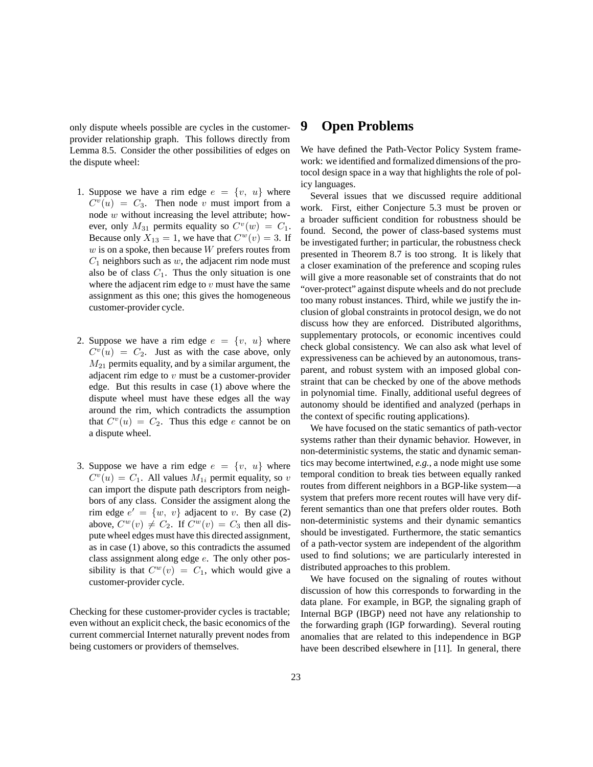only dispute wheels possible are cycles in the customer-provider relationship graph. This follows directly from Lemma 8.5. Consider the other possibilities of edges on the dispute wheel:

1. Suppose we have a rim edge $e = \{v, u\}$ where $C^v(u) = C_3$. Then node $v$ must import from a node $w$ without increasing the level attribute; however, only $M_{31}$ permits equality so $C^v(w) = C_1$. Because only $X_{13} = 1$, we have that $C^w(v) = 3$. If $w$ is on a spoke, then because $W$ prefers routes from $C_1$ neighbors such as $w$, the adjacent rim node must also be of class $C_1$. Thus the only situation is one where the adjacent rim edge to $v$ must have the same assignment as this one; this gives the homogeneous customer-provider cycle.

2. Suppose we have a rim edge $e = \{v, u\}$ where $C^v(u) = C_2$. Just as with the case above, only $M_{21}$ permits equality, and by a similar argument, the adjacent rim edge to $v$ must be a customer-provider edge. But this results in case (1) above where the dispute wheel must have these edges all the way around the rim, which contradicts the assumption that $C^v(u) = C_2$. Thus this edge $e$ cannot be on a dispute wheel.

3. Suppose we have a rim edge $e = \{v, u\}$ where $C^v(u) = C_1$. All values $M_{1i}$ permit equality, so $v$ can import the dispute path descriptors from neighbors of any class. Consider the assigment along the rim edge $e' = \{w, v\}$ adjacent to $v$. By case (2) above, $C^w(v) \neq C_2$. If $C^w(v) = C_3$ then all dispute wheel edges must have this directed assignment, as in case (1) above, so this contradicts the assumed class assignment along edge $e$. The only other possibility is that $C^w(v) = C_1$, which would give a customer-provider cycle.

Checking for these customer-provider cycles is tractable; even without an explicit check, the basic economics of the current commercial Internet naturally prevent nodes from being customers or providers of themselves.

# 9 Open Problems

We have defined the Path-Vector Policy System framework: we identified and formalized dimensions of the protocol design space in a way that highlights the role of policy languages.

Several issues that we discussed require additional work. First, either Conjecture 5.3 must be proven or a broader sufficient condition for robustness should be found. Second, the power of class-based systems must be investigated further; in particular, the robustness check presented in Theorem 8.7 is too strong. It is likely that a closer examination of the preference and scoping rules will give a more reasonable set of constraints that do not "over-protect" against dispute wheels and do not preclude too many robust instances. Third, while we justify the inclusion of global constraints in protocol design, we do not discuss how they are enforced. Distributed algorithms, supplementary protocols, or economic incentives could check global consistency. We can also ask what level of expressiveness can be achieved by an autonomous, transparent, and robust system with an imposed global constraint that can be checked by one of the above methods in polynomial time. Finally, additional useful degrees of autonomy should be identified and analyzed (perhaps in the context of specific routing applications).

We have focused on the static semantics of path-vector systems rather than their dynamic behavior. However, in non-deterministic systems, the static and dynamic semantics may become intertwined, *e.g.*, a node might use some temporal condition to break ties between equally ranked routes from different neighbors in a BGP-like system—a system that prefers more recent routes will have very different semantics than one that prefers older routes. Both non-deterministic systems and their dynamic semantics should be investigated. Furthermore, the static semantics of a path-vector system are independent of the algorithm used to find solutions; we are particularly interested in distributed approaches to this problem.

We have focused on the signaling of routes without discussion of how this corresponds to forwarding in the data plane. For example, in BGP, the signaling graph of Internal BGP (IBGP) need not have any relationship to the forwarding graph (IGP forwarding). Several routing anomalies that are related to this independence in BGP have been described elsewhere in [11]. In general, there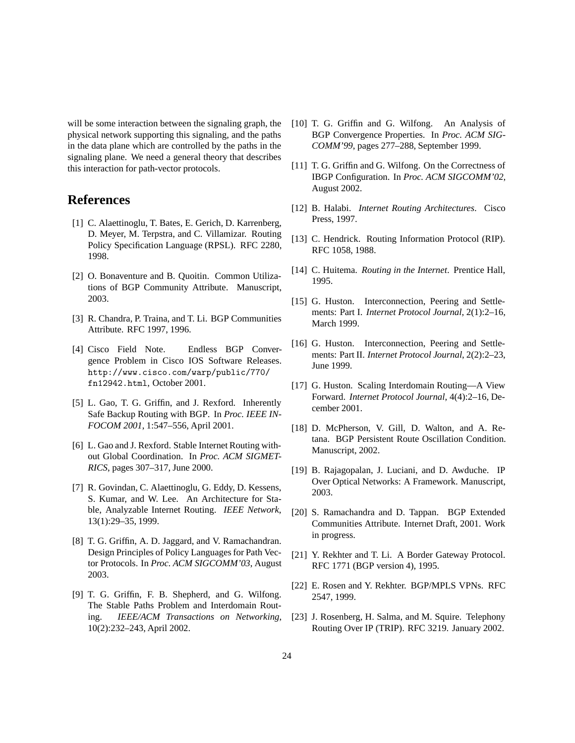will be some interaction between the signaling graph, the physical network supporting this signaling, and the paths in the data plane which are controlled by the paths in the signaling plane. We need a general theory that describes this interaction for path-vector protocols.

## References

[1] C. Alaettinoglu, T. Bates, E. Gerich, D. Karrenberg, D. Meyer, M. Terpstra, and C. Villamizar. Routing Policy Specification Language (RPSL). RFC 2280, 1998.

[2] O. Bonaventure and B. Quoitin. Common Utilizations of BGP Community Attribute. Manuscript, 2003.

[3] R. Chandra, P. Traina, and T. Li. BGP Communities Attribute. RFC 1997, 1996.

[4] Cisco Field Note. Endless BGP Convergence Problem in Cisco IOS Software Releases. `http://www.cisco.com/warp/public/770/fn12942.html`, October 2001.

[5] L. Gao, T. G. Griffin, and J. Rexford. Inherently Safe Backup Routing with BGP. In *Proc. IEEE INFOCOM 2001*, 1:547–556, April 2001.

[6] L. Gao and J. Rexford. Stable Internet Routing without Global Coordination. In *Proc. ACM SIGMETRICS*, pages 307–317, June 2000.

[7] R. Govindan, C. Alaettinoglu, G. Eddy, D. Kessens, S. Kumar, and W. Lee. An Architecture for Stable, Analyzable Internet Routing. *IEEE Network*, 13(1):29–35, 1999.

[8] T. G. Griffin, A. D. Jaggard, and V. Ramachandran. Design Principles of Policy Languages for Path Vector Protocols. In *Proc. ACM SIGCOMM'03*, August 2003.

[9] T. G. Griffin, F. B. Shepherd, and G. Wilfong. The Stable Paths Problem and Interdomain Routing. *IEEE/ACM Transactions on Networking*, 10(2):232–243, April 2002.

[10] T. G. Griffin and G. Wilfong. An Analysis of BGP Convergence Properties. In *Proc. ACM SIGCOMM'99*, pages 277–288, September 1999.

[11] T. G. Griffin and G. Wilfong. On the Correctness of IBGP Configuration. In *Proc. ACM SIGCOMM'02*, August 2002.

[12] B. Halabi. *Internet Routing Architectures*. Cisco Press, 1997.

[13] C. Hendrick. Routing Information Protocol (RIP). RFC 1058, 1988.

[14] C. Huitema. *Routing in the Internet*. Prentice Hall, 1995.

[15] G. Huston. Interconnection, Peering and Settlements: Part I. *Internet Protocol Journal*, 2(1):2–16, March 1999.

[16] G. Huston. Interconnection, Peering and Settlements: Part II. *Internet Protocol Journal*, 2(2):2–23, June 1999.

[17] G. Huston. Scaling Interdomain Routing—A View Forward. *Internet Protocol Journal*, 4(4):2–16, December 2001.

[18] D. McPherson, V. Gill, D. Walton, and A. Retana. BGP Persistent Route Oscillation Condition. Manuscript, 2002.

[19] B. Rajagopalan, J. Luciani, and D. Awduche. IP Over Optical Networks: A Framework. Manuscript, 2003.

[20] S. Ramachandra and D. Tappan. BGP Extended Communities Attribute. Internet Draft, 2001. Work in progress.

[21] Y. Rekhter and T. Li. A Border Gateway Protocol. RFC 1771 (BGP version 4), 1995.

[22] E. Rosen and Y. Rekhter. BGP/MPLS VPNs. RFC 2547, 1999.

[23] J. Rosenberg, H. Salma, and M. Squire. Telephony Routing Over IP (TRIP). RFC 3219. January 2002.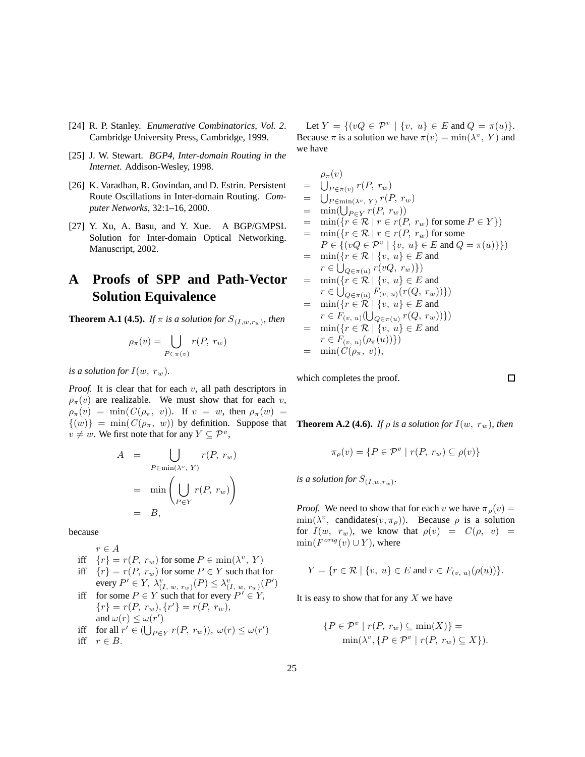[24] R. P. Stanley. *Enumerative Combinatorics, Vol. 2*. Cambridge University Press, Cambridge, 1999.

[25] J. W. Stewart. *BGP4, Inter-domain Routing in the Internet*. Addison-Wesley, 1998.

[26] K. Varadhan, R. Govindan, and D. Estrin. Persistent Route Oscillations in Inter-domain Routing. *Computer Networks*, 32:1–16, 2000.

[27] Y. Xu, A. Basu, and Y. Xue. A BGP/GMPSL Solution for Inter-domain Optical Networking. Manuscript, 2002.

# A Proofs of SPP and Path-Vector Solution Equivalence

**Theorem A.1 (4.5).** *If $\pi$ is a solution for $S_{(I,w,r_w)}$, then*

$$\rho_\pi(v) = \bigcup_{P \in \pi(v)} r(P,\ r_w)$$

*is a solution for $I(w,\ r_w)$.*

*Proof.* It is clear that for each $v$, all path descriptors in $\rho_\pi(v)$ are realizable. We must show that for each $v$, $\rho_\pi(v) = \min(C(\rho_\pi,\ v))$. If $v = w$, then $\rho_\pi(w) = \{(w)\} = \min(C(\rho_\pi,\ w))$ by definition. Suppose that $v \neq w$. We first note that for any $Y \subseteq \mathcal{P}^v$,

$$\begin{aligned} A &= \bigcup_{P \in \min(\lambda^v,\ Y)} r(P,\ r_w) \\ &= \min\left(\bigcup_{P \in Y} r(P,\ r_w)\right) \\ &= B, \end{aligned}$$

because

$$\begin{aligned} & r \in A \\ \text{iff} \quad & \{r\} = r(P,\ r_w) \text{ for some } P \in \min(\lambda^v,\ Y) \\ \text{iff} \quad & \{r\} = r(P,\ r_w) \text{ for some } P \in Y \text{ such that for} \\ & \text{every } P' \in Y,\ \lambda^v_{(I,\ w,\ r_w)}(P) \leq \lambda^v_{(I,\ w,\ r_w)}(P') \\ \text{iff} \quad & \text{for some } P \in Y \text{ such that for every } P' \in Y, \\ & \{r\} = r(P,\ r_w), \{r'\} = r(P,\ r_w), \\ & \text{and } \omega(r) \leq \omega(r') \\ \text{iff} \quad & \text{for all } r' \in (\textstyle\bigcup_{P \in Y} r(P,\ r_w)),\ \omega(r) \leq \omega(r') \\ \text{iff} \quad & r \in B. \end{aligned}$$

Let $Y = \{(vQ \in \mathcal{P}^v \mid \{v,\ u\} \in E \text{ and } Q = \pi(u)\}$. Because $\pi$ is a solution we have $\pi(v) = \min(\lambda^v,\ Y)$ and we have

$$\begin{aligned} & \rho_\pi(v) \\ = \quad & \textstyle\bigcup_{P \in \pi(v)} r(P,\ r_w) \\ = \quad & \textstyle\bigcup_{P \in \min(\lambda^v,\ Y)} r(P,\ r_w) \\ = \quad & \min(\textstyle\bigcup_{P \in Y} r(P,\ r_w)) \\ = \quad & \min(\{r \in \mathcal{R} \mid r \in r(P,\ r_w) \text{ for some } P \in Y\}) \\ = \quad & \min(\{r \in \mathcal{R} \mid r \in r(P,\ r_w) \text{ for some} \\ & P \in \{(vQ \in \mathcal{P}^v \mid \{v,\ u\} \in E \text{ and } Q = \pi(u)\}\}) \\ = \quad & \min(\{r \in \mathcal{R} \mid \{v,\ u\} \in E \text{ and} \\ & r \in \textstyle\bigcup_{Q \in \pi(u)} r(vQ,\ r_w)\}) \\ = \quad & \min(\{r \in \mathcal{R} \mid \{v,\ u\} \in E \text{ and} \\ & r \in \textstyle\bigcup_{Q \in \pi(u)} F_{(v,\ u)}(r(Q,\ r_w))\}) \\ = \quad & \min(\{r \in \mathcal{R} \mid \{v,\ u\} \in E \text{ and} \\ & r \in F_{(v,\ u)}(\textstyle\bigcup_{Q \in \pi(u)} r(Q,\ r_w))\}) \\ = \quad & \min(\{r \in \mathcal{R} \mid \{v,\ u\} \in E \text{ and} \\ & r \in F_{(v,\ u)}(\rho_\pi(u))\}) \\ = \quad & \min(C(\rho_\pi,\ v)), \end{aligned}$$

which completes the proof. □

**Theorem A.2 (4.6).** *If $\rho$ is a solution for $I(w,\ r_w)$, then*

$$\pi_\rho(v) = \{P \in \mathcal{P}^v \mid r(P,\ r_w) \subseteq \rho(v)\}$$

*is a solution for $S_{(I,w,r_w)}$.*

*Proof.* We need to show that for each $v$ we have $\pi_\rho(v) = \min(\lambda^v,\ \text{candidates}(v, \pi_\rho))$. Because $\rho$ is a solution for $I(w,\ r_w)$, we know that $\rho(v) = C(\rho,\ v) = \min(F^{orig}(v) \cup Y)$, where

$$Y = \{r \in \mathcal{R} \mid \{v,\ u\} \in E \text{ and } r \in F_{(v,\ u)}(\rho(u))\}.$$

It is easy to show that for any $X$ we have

$$\{P \in \mathcal{P}^v \mid r(P,\ r_w) \subseteq \min(X)\} = \\ \min(\lambda^v, \{P \in \mathcal{P}^v \mid r(P,\ r_w) \subseteq X\}).$$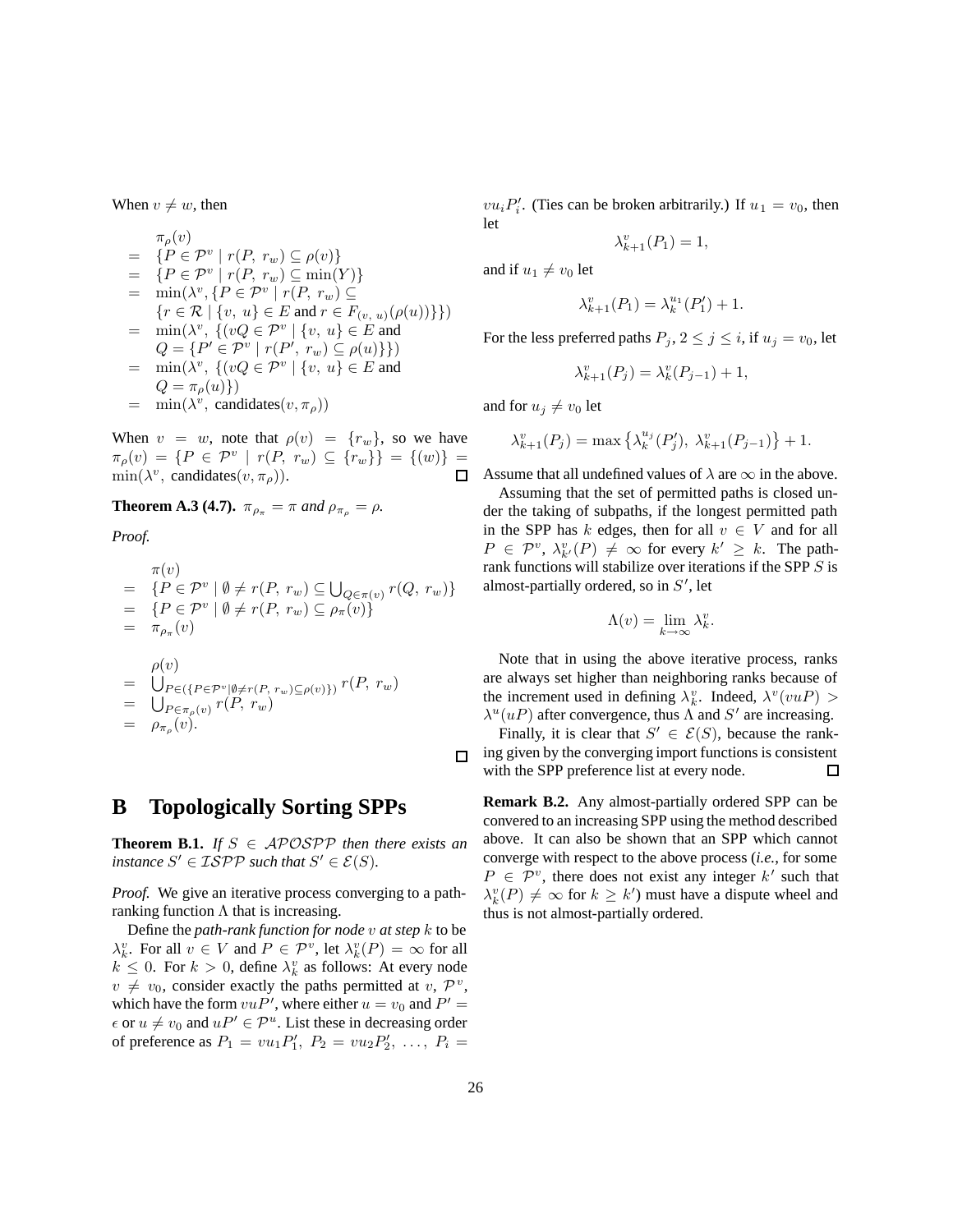When $v \neq w$, then

$$
\begin{aligned}
& \pi_\rho(v) \\
= \;& \{P \in \mathcal{P}^v \mid r(P,\, r_w) \subseteq \rho(v)\} \\
= \;& \{P \in \mathcal{P}^v \mid r(P,\, r_w) \subseteq \min(Y)\} \\
= \;& \min(\lambda^v, \{P \in \mathcal{P}^v \mid r(P,\, r_w) \subseteq \\
& \{r \in \mathcal{R} \mid \{v,\, u\} \in E \text{ and } r \in F_{(v,\, u)}(\rho(u))\}\}) \\
= \;& \min(\lambda^v,\, \{(vQ \in \mathcal{P}^v \mid \{v,\, u\} \in E \text{ and} \\
& Q = \{P' \in \mathcal{P}^v \mid r(P',\, r_w) \subseteq \rho(u)\}\}) \\
= \;& \min(\lambda^v,\, \{(vQ \in \mathcal{P}^v \mid \{v,\, u\} \in E \text{ and} \\
& Q = \pi_\rho(u)\}) \\
= \;& \min(\lambda^v,\, \text{candidates}(v, \pi_\rho))
\end{aligned}
$$

When $v = w$, note that $\rho(v) = \{r_w\}$, so we have $\pi_\rho(v) = \{P \in \mathcal{P}^v \mid r(P,\, r_w) \subseteq \{r_w\}\} = \{(w)\} = \min(\lambda^v,\, \text{candidates}(v, \pi_\rho))$. □

**Theorem A.3 (4.7).** *$\pi_{\rho_\pi} = \pi$ and $\rho_{\pi_\rho} = \rho$.*

*Proof.*

$$
\begin{aligned}
& \pi(v) \\
= \;& \{P \in \mathcal{P}^v \mid \emptyset \neq r(P,\, r_w) \subseteq \textstyle\bigcup_{Q \in \pi(v)} r(Q,\, r_w)\} \\
= \;& \{P \in \mathcal{P}^v \mid \emptyset \neq r(P,\, r_w) \subseteq \rho_\pi(v)\} \\
= \;& \pi_{\rho_\pi}(v)
\end{aligned}
$$

$$
\begin{aligned}
& \rho(v) \\
= \;& \textstyle\bigcup_{P \in (\{P \in \mathcal{P}^v \mid \emptyset \neq r(P,\, r_w) \subseteq \rho(v)\})} r(P,\, r_w) \\
= \;& \textstyle\bigcup_{P \in \pi_\rho(v)} r(P,\, r_w) \\
= \;& \rho_{\pi_\rho}(v).
\end{aligned}
$$

□

# B Topologically Sorting SPPs

**Theorem B.1.** *If $S \in \mathcal{APOSPP}$ then there exists an instance $S' \in \mathcal{ISPP}$ such that $S' \in \mathcal{E}(S)$.*

*Proof.* We give an iterative process converging to a path-ranking function $\Lambda$ that is increasing.

Define the *path-rank function for node $v$ at step $k$* to be $\lambda_k^v$. For all $v \in V$ and $P \in \mathcal{P}^v$, let $\lambda_k^v(P) = \infty$ for all $k \leq 0$. For $k > 0$, define $\lambda_k^v$ as follows: At every node $v \neq v_0$, consider exactly the paths permitted at $v$, $\mathcal{P}^v$, which have the form $vuP'$, where either $u = v_0$ and $P' = \epsilon$ or $u \neq v_0$ and $uP' \in \mathcal{P}^u$. List these in decreasing order of preference as $P_1 = vu_1P_1',\ P_2 = vu_2P_2',\ \ldots,\ P_i = vu_iP_i'$. (Ties can be broken arbitrarily.) If $u_1 = v_0$, then let

$$\lambda_{k+1}^v(P_1) = 1,$$

and if $u_1 \neq v_0$ let

$$\lambda_{k+1}^v(P_1) = \lambda_k^{u_1}(P_1') + 1.$$

For the less preferred paths $P_j$, $2 \leq j \leq i$, if $u_j = v_0$, let

$$\lambda_{k+1}^v(P_j) = \lambda_k^v(P_{j-1}) + 1,$$

and for $u_j \neq v_0$ let

$$\lambda_{k+1}^v(P_j) = \max\left\{\lambda_k^{u_j}(P_j'),\ \lambda_{k+1}^v(P_{j-1})\right\} + 1.$$

Assume that all undefined values of $\lambda$ are $\infty$ in the above.

Assuming that the set of permitted paths is closed under the taking of subpaths, if the longest permitted path in the SPP has $k$ edges, then for all $v \in V$ and for all $P \in \mathcal{P}^v$, $\lambda_{k'}^v(P) \neq \infty$ for every $k' \geq k$. The path-rank functions will stabilize over iterations if the SPP $S$ is almost-partially ordered, so in $S'$, let

$$\Lambda(v) = \lim_{k \to \infty} \lambda_k^v.$$

Note that in using the above iterative process, ranks are always set higher than neighboring ranks because of the increment used in defining $\lambda_k^v$. Indeed, $\lambda^v(vuP) > \lambda^u(uP)$ after convergence, thus $\Lambda$ and $S'$ are increasing.

Finally, it is clear that $S' \in \mathcal{E}(S)$, because the ranking given by the converging import functions is consistent with the SPP preference list at every node. □

**Remark B.2.** Any almost-partially ordered SPP can be convered to an increasing SPP using the method described above. It can also be shown that an SPP which cannot converge with respect to the above process (*i.e.*, for some $P \in \mathcal{P}^v$, there does not exist any integer $k'$ such that $\lambda_k^v(P) \neq \infty$ for $k \geq k'$) must have a dispute wheel and thus is not almost-partially ordered.